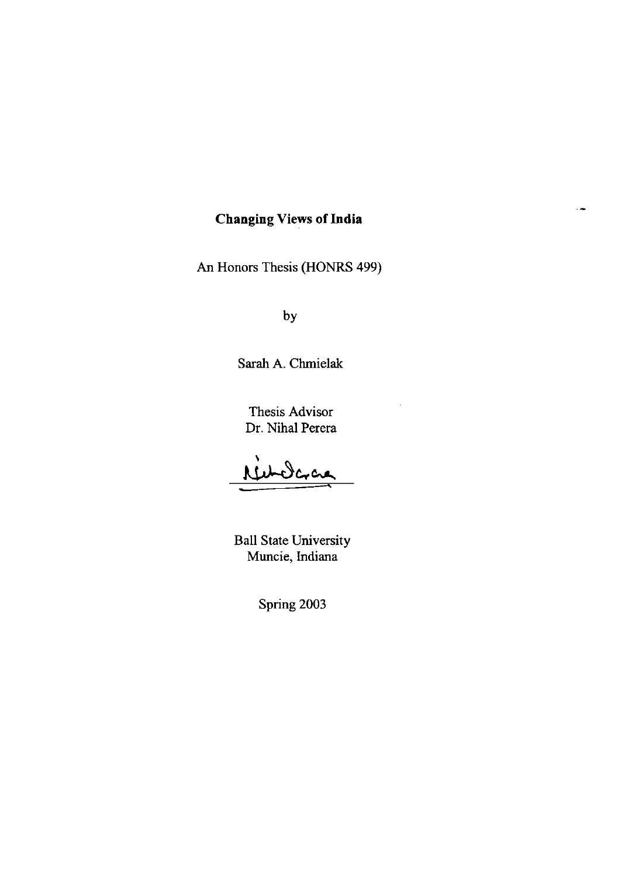# Changing Views of India

An Honors Thesis (HONRS 499)

by

Sarah A. Chmielak

Thesis Advisor
Dr. Nihal Perera

Ball State University
Muncie, Indiana

Spring 2003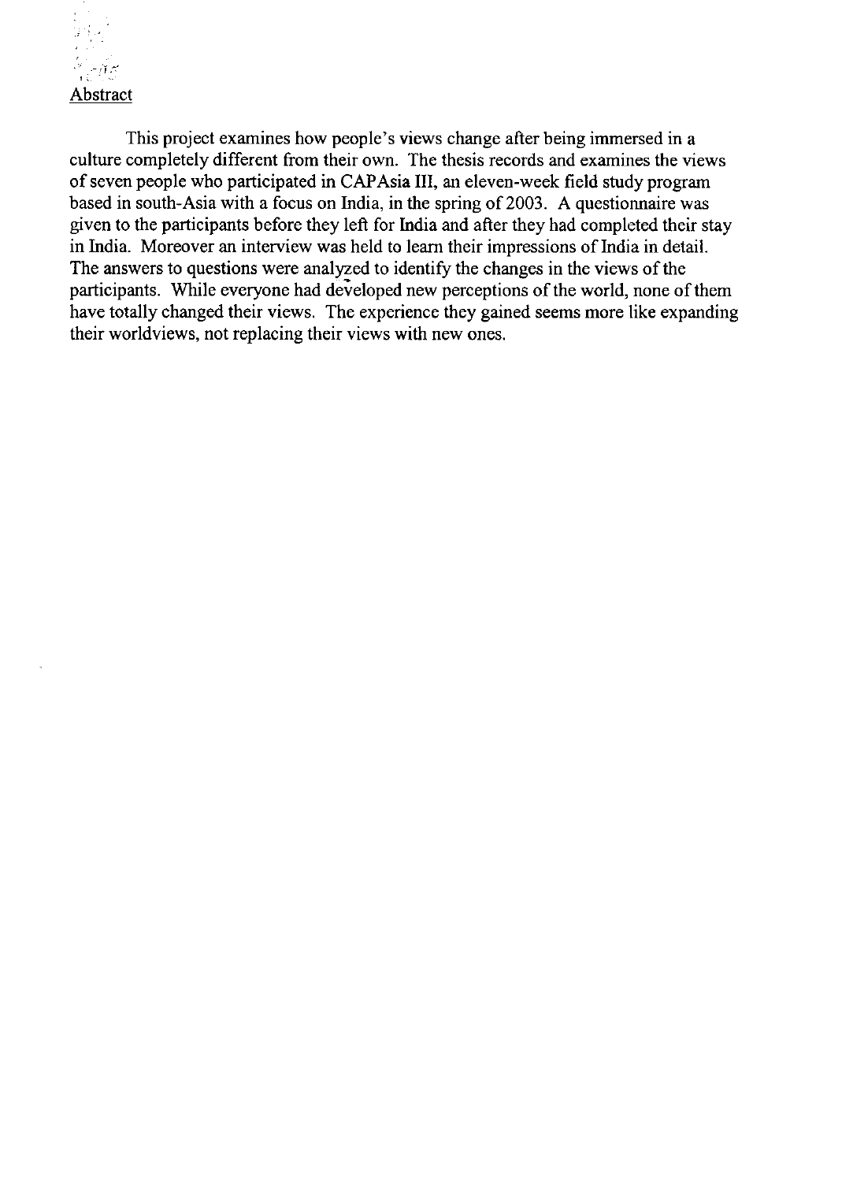## Abstract

This project examines how people's views change after being immersed in a culture completely different from their own. The thesis records and examines the views of seven people who participated in CAPAsia III, an eleven-week field study program based in south-Asia with a focus on India, in the spring of 2003. A questionnaire was given to the participants before they left for India and after they had completed their stay in India. Moreover an interview was held to learn their impressions of India in detail. The answers to questions were analyzed to identify the changes in the views of the participants. While everyone had developed new perceptions of the world, none of them have totally changed their views. The experience they gained seems more like expanding their worldviews, not replacing their views with new ones.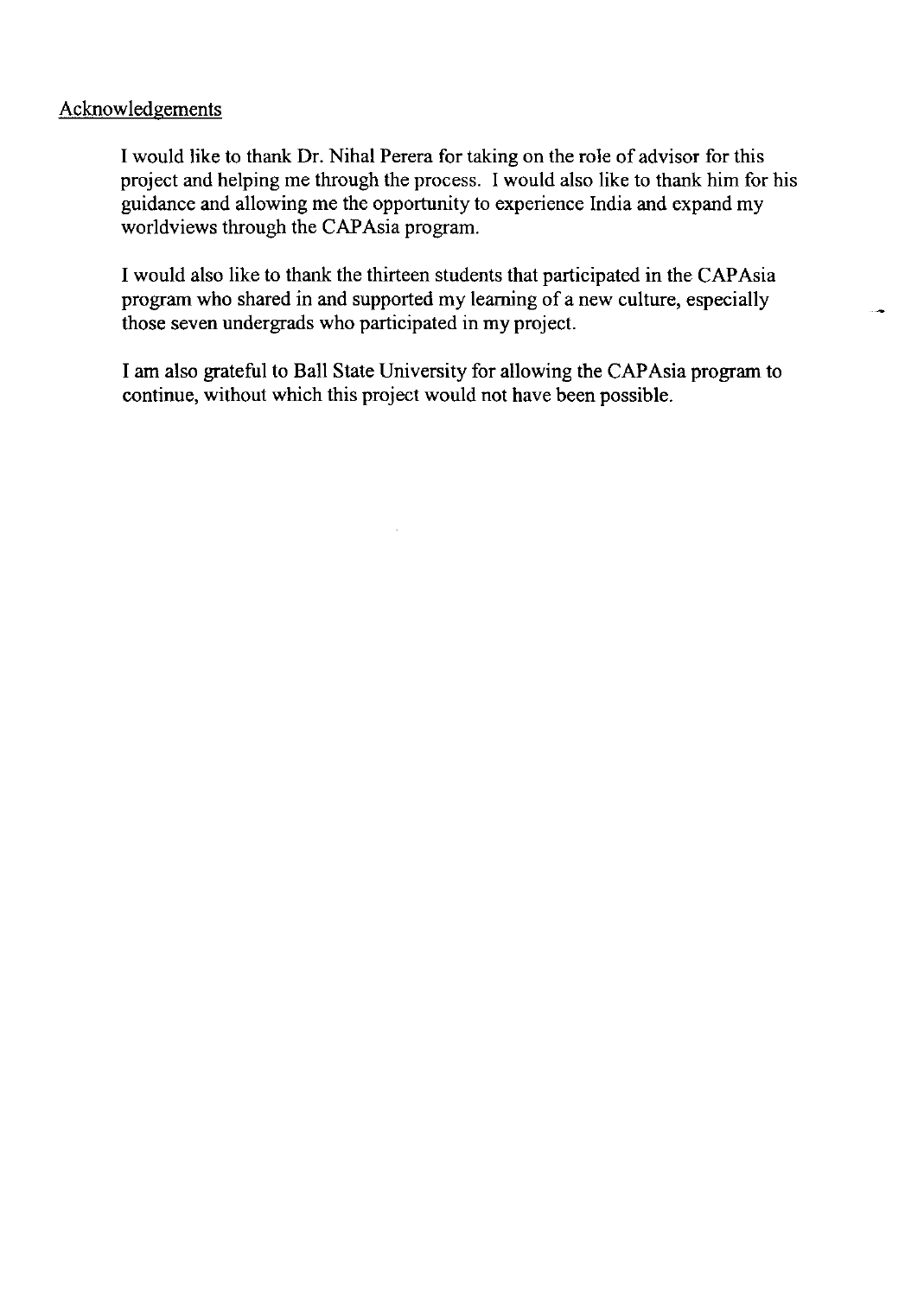## Acknowledgements

I would like to thank Dr. Nihal Perera for taking on the role of advisor for this project and helping me through the process. I would also like to thank him for his guidance and allowing me the opportunity to experience India and expand my worldviews through the CAPAsia program.

I would also like to thank the thirteen students that participated in the CAPAsia program who shared in and supported my learning of a new culture, especially those seven undergrads who participated in my project.

I am also grateful to Ball State University for allowing the CAPAsia program to continue, without which this project would not have been possible.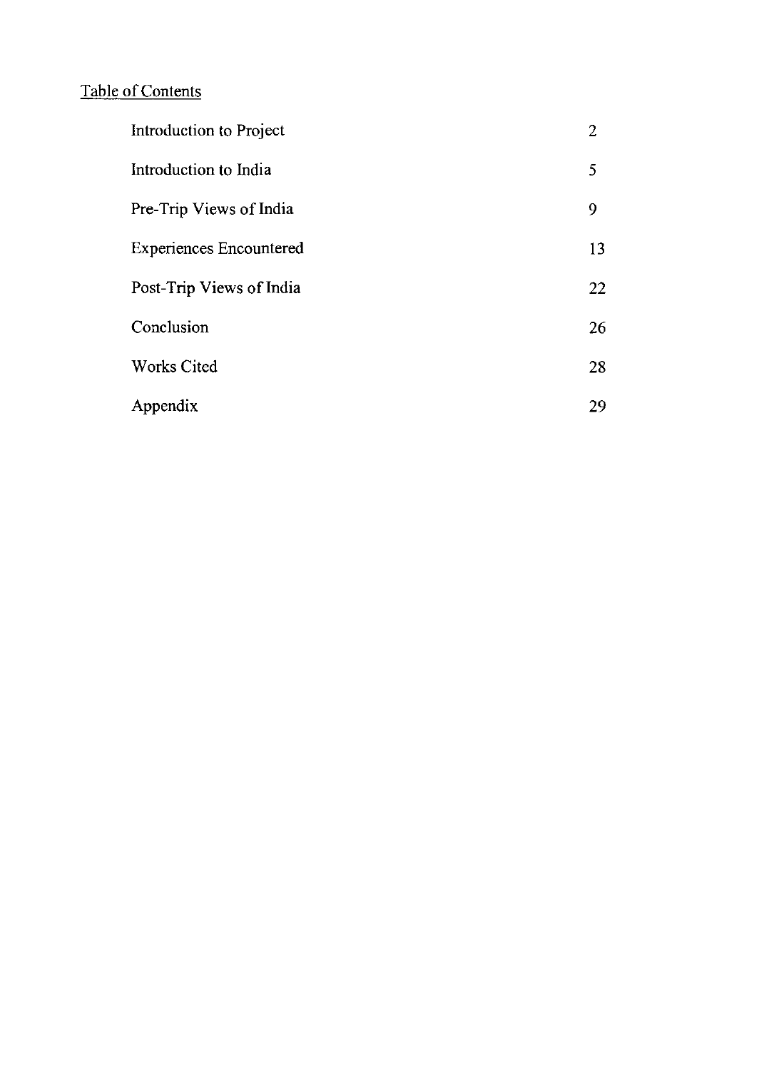## Table of Contents

| | |
|---|---|
| Introduction to Project | 2 |
| Introduction to India | 5 |
| Pre-Trip Views of India | 9 |
| Experiences Encountered | 13 |
| Post-Trip Views of India | 22 |
| Conclusion | 26 |
| Works Cited | 28 |
| Appendix | 29 |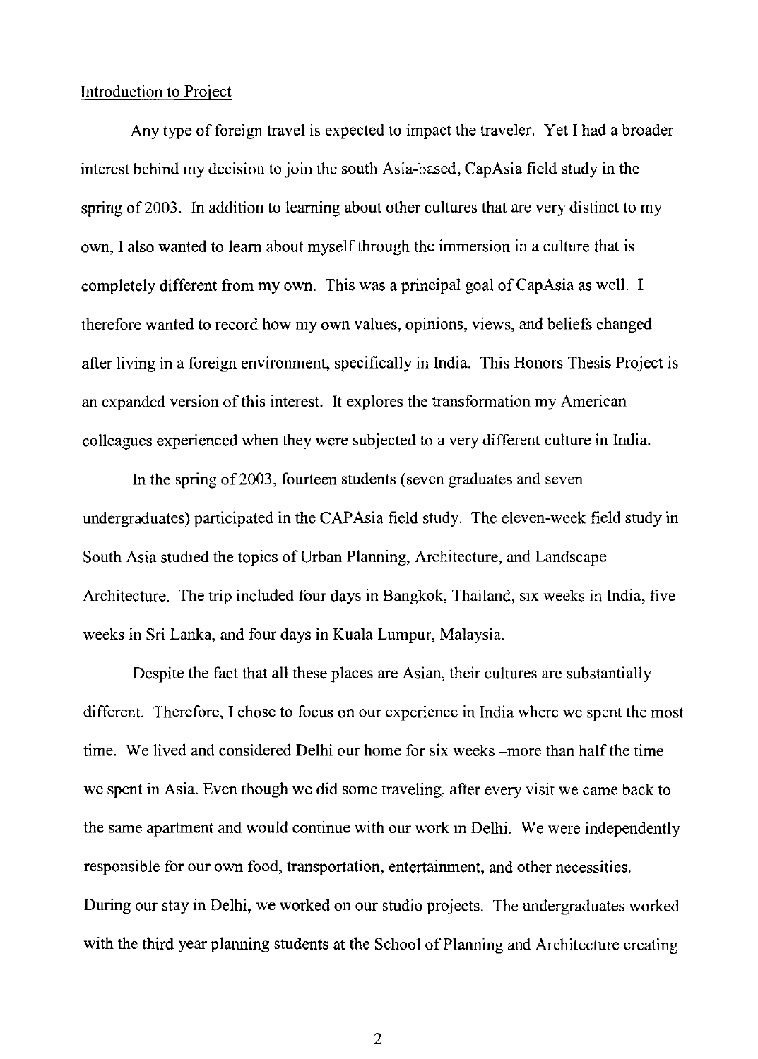Introduction to Project

Any type of foreign travel is expected to impact the traveler. Yet I had a broader interest behind my decision to join the south Asia-based, CapAsia field study in the spring of 2003. In addition to learning about other cultures that are very distinct to my own, I also wanted to learn about myself through the immersion in a culture that is completely different from my own. This was a principal goal of CapAsia as well. I therefore wanted to record how my own values, opinions, views, and beliefs changed after living in a foreign environment, specifically in India. This Honors Thesis Project is an expanded version of this interest. It explores the transformation my American colleagues experienced when they were subjected to a very different culture in India.

In the spring of 2003, fourteen students (seven graduates and seven undergraduates) participated in the CAPAsia field study. The eleven-week field study in South Asia studied the topics of Urban Planning, Architecture, and Landscape Architecture. The trip included four days in Bangkok, Thailand, six weeks in India, five weeks in Sri Lanka, and four days in Kuala Lumpur, Malaysia.

Despite the fact that all these places are Asian, their cultures are substantially different. Therefore, I chose to focus on our experience in India where we spent the most time. We lived and considered Delhi our home for six weeks –more than half the time we spent in Asia. Even though we did some traveling, after every visit we came back to the same apartment and would continue with our work in Delhi. We were independently responsible for our own food, transportation, entertainment, and other necessities. During our stay in Delhi, we worked on our studio projects. The undergraduates worked with the third year planning students at the School of Planning and Architecture creating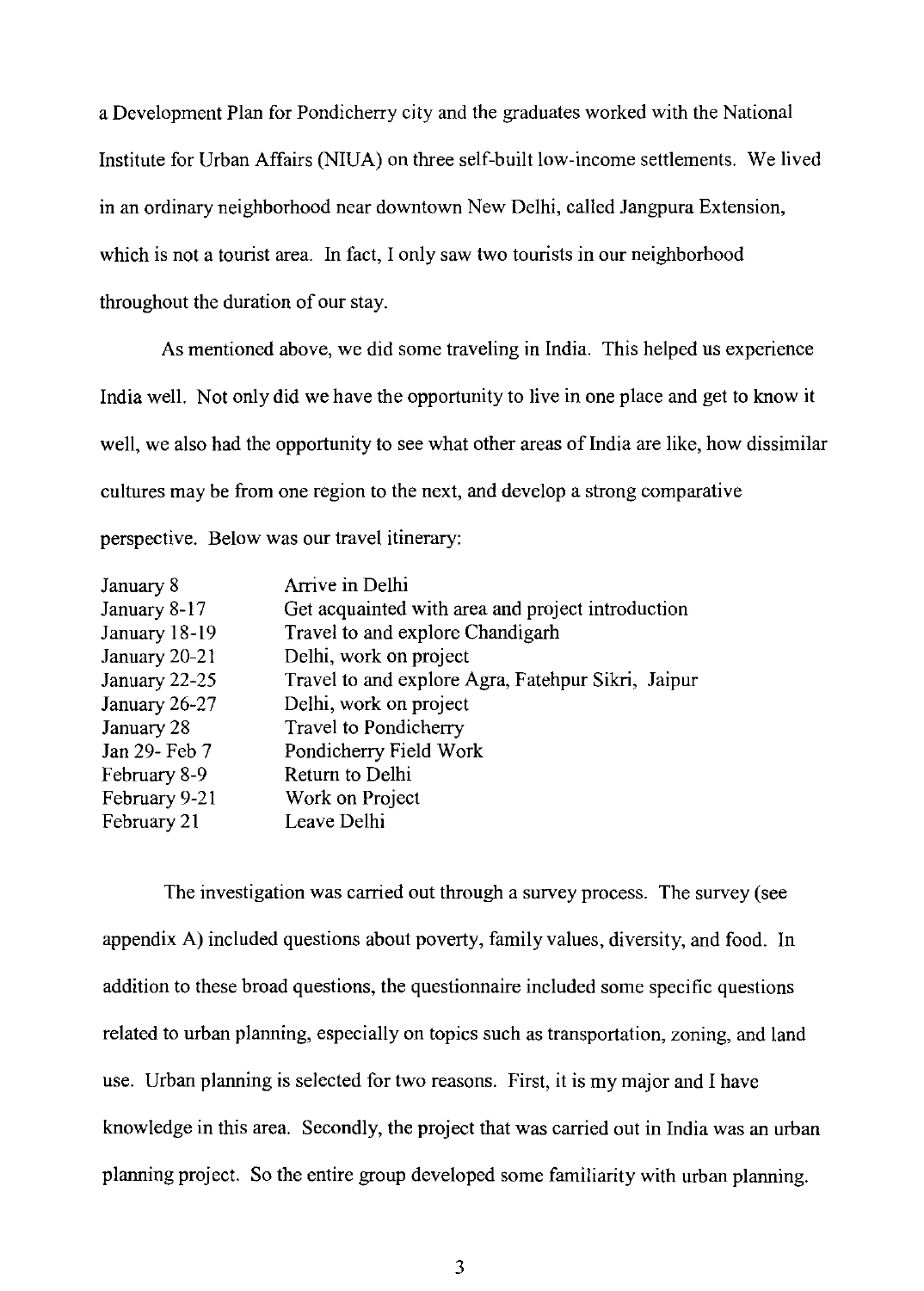a Development Plan for Pondicherry city and the graduates worked with the National Institute for Urban Affairs (NIUA) on three self-built low-income settlements. We lived in an ordinary neighborhood near downtown New Delhi, called Jangpura Extension, which is not a tourist area. In fact, I only saw two tourists in our neighborhood throughout the duration of our stay.

As mentioned above, we did some traveling in India. This helped us experience India well. Not only did we have the opportunity to live in one place and get to know it well, we also had the opportunity to see what other areas of India are like, how dissimilar cultures may be from one region to the next, and develop a strong comparative perspective. Below was our travel itinerary:

| | |
|---|---|
| January 8 | Arrive in Delhi |
| January 8-17 | Get acquainted with area and project introduction |
| January 18-19 | Travel to and explore Chandigarh |
| January 20-21 | Delhi, work on project |
| January 22-25 | Travel to and explore Agra, Fatehpur Sikri, Jaipur |
| January 26-27 | Delhi, work on project |
| January 28 | Travel to Pondicherry |
| Jan 29- Feb 7 | Pondicherry Field Work |
| February 8-9 | Return to Delhi |
| February 9-21 | Work on Project |
| February 21 | Leave Delhi |

The investigation was carried out through a survey process. The survey (see appendix A) included questions about poverty, family values, diversity, and food. In addition to these broad questions, the questionnaire included some specific questions related to urban planning, especially on topics such as transportation, zoning, and land use. Urban planning is selected for two reasons. First, it is my major and I have knowledge in this area. Secondly, the project that was carried out in India was an urban planning project. So the entire group developed some familiarity with urban planning.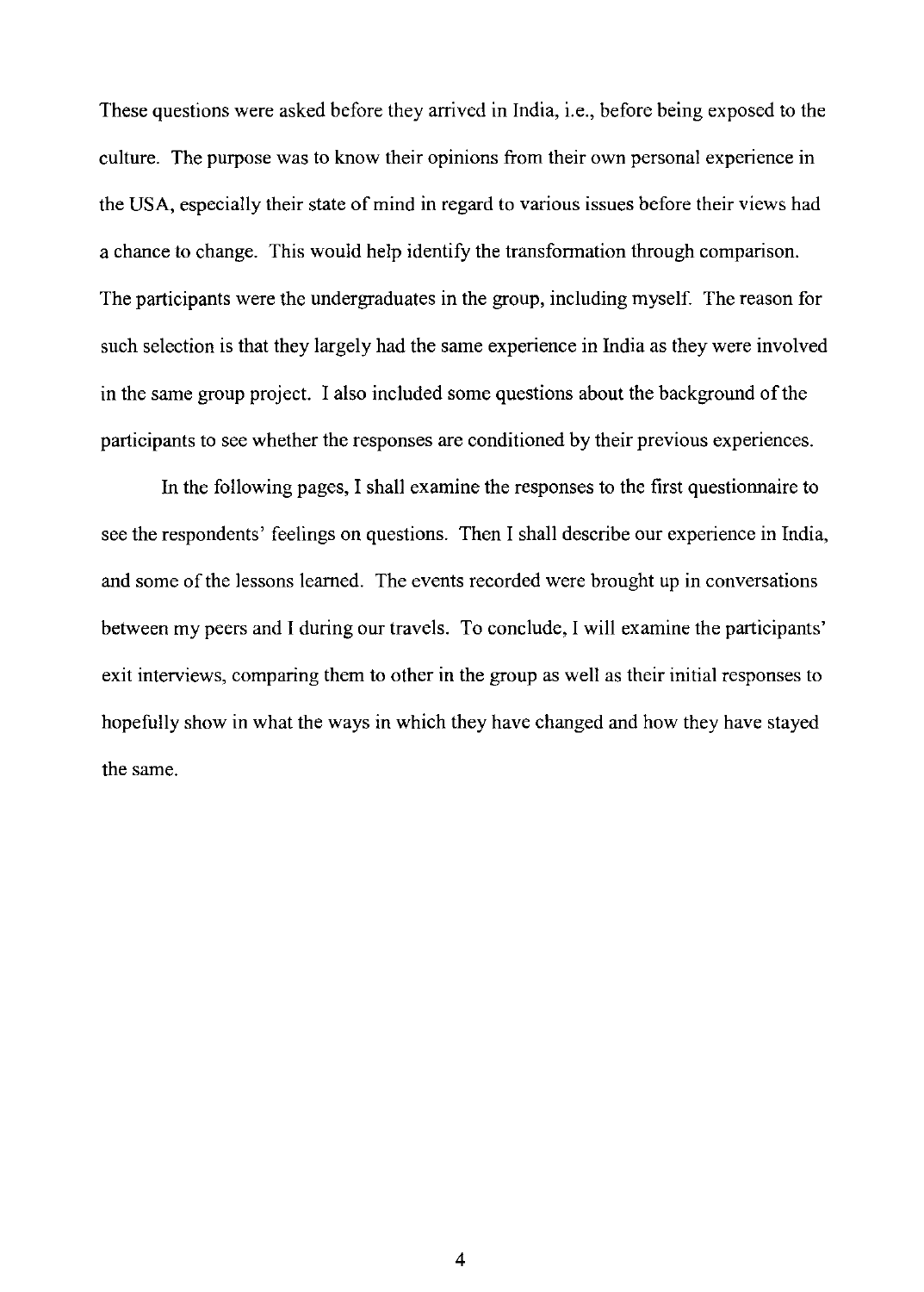These questions were asked before they arrived in India, i.e., before being exposed to the culture. The purpose was to know their opinions from their own personal experience in the USA, especially their state of mind in regard to various issues before their views had a chance to change. This would help identify the transformation through comparison. The participants were the undergraduates in the group, including myself. The reason for such selection is that they largely had the same experience in India as they were involved in the same group project. I also included some questions about the background of the participants to see whether the responses are conditioned by their previous experiences.

In the following pages, I shall examine the responses to the first questionnaire to see the respondents' feelings on questions. Then I shall describe our experience in India, and some of the lessons learned. The events recorded were brought up in conversations between my peers and I during our travels. To conclude, I will examine the participants' exit interviews, comparing them to other in the group as well as their initial responses to hopefully show in what the ways in which they have changed and how they have stayed the same.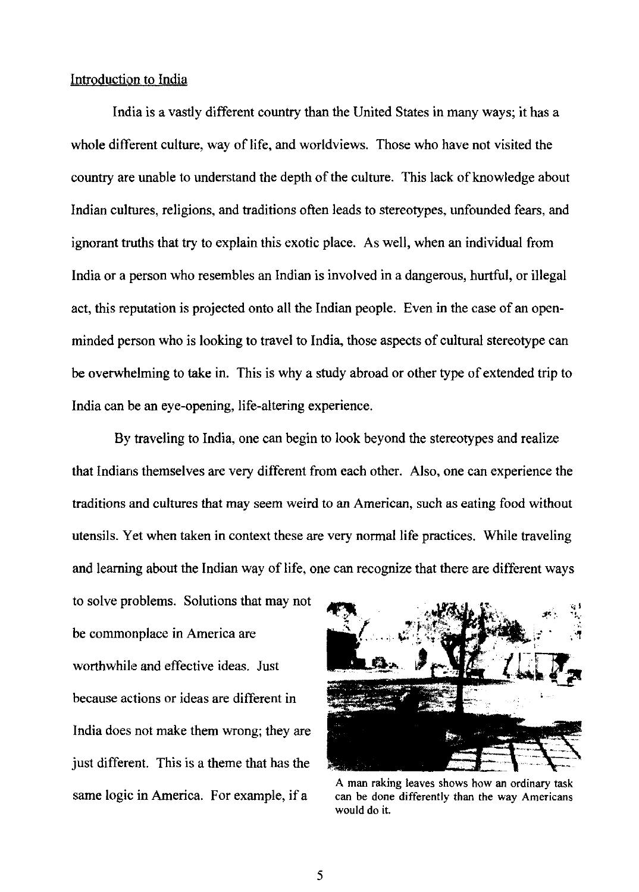Introduction to India

India is a vastly different country than the United States in many ways; it has a whole different culture, way of life, and worldviews. Those who have not visited the country are unable to understand the depth of the culture. This lack of knowledge about Indian cultures, religions, and traditions often leads to stereotypes, unfounded fears, and ignorant truths that try to explain this exotic place. As well, when an individual from India or a person who resembles an Indian is involved in a dangerous, hurtful, or illegal act, this reputation is projected onto all the Indian people. Even in the case of an open-minded person who is looking to travel to India, those aspects of cultural stereotype can be overwhelming to take in. This is why a study abroad or other type of extended trip to India can be an eye-opening, life-altering experience.

By traveling to India, one can begin to look beyond the stereotypes and realize that Indians themselves are very different from each other. Also, one can experience the traditions and cultures that may seem weird to an American, such as eating food without utensils. Yet when taken in context these are very normal life practices. While traveling and learning about the Indian way of life, one can recognize that there are different ways to solve problems. Solutions that may not be commonplace in America are worthwhile and effective ideas. Just because actions or ideas are different in India does not make them wrong; they are just different. This is a theme that has the same logic in America. For example, if a

A man raking leaves shows how an ordinary task can be done differently than the way Americans would do it.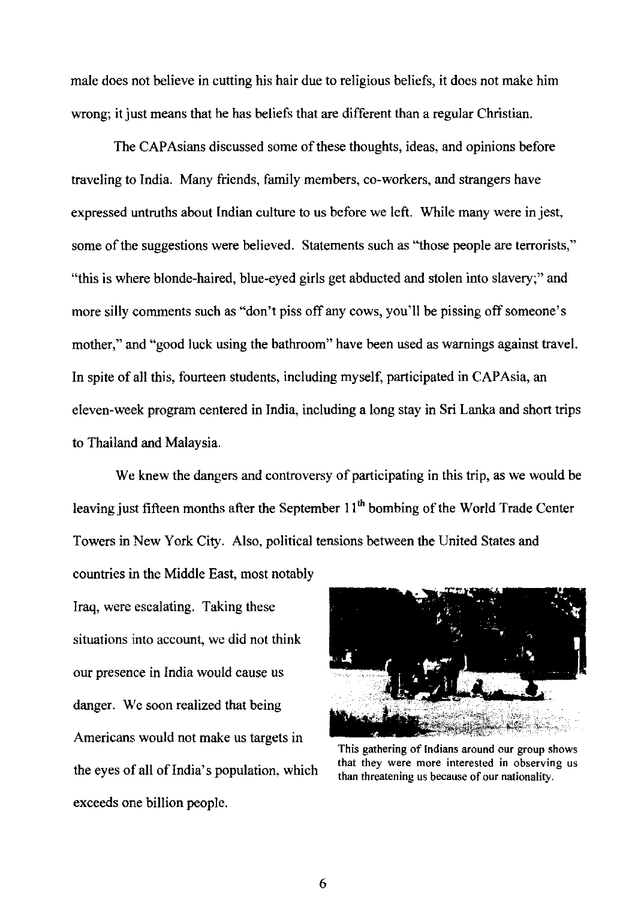male does not believe in cutting his hair due to religious beliefs, it does not make him wrong; it just means that he has beliefs that are different than a regular Christian.

The CAPAsians discussed some of these thoughts, ideas, and opinions before traveling to India. Many friends, family members, co-workers, and strangers have expressed untruths about Indian culture to us before we left. While many were in jest, some of the suggestions were believed. Statements such as "those people are terrorists," "this is where blonde-haired, blue-eyed girls get abducted and stolen into slavery;" and more silly comments such as "don't piss off any cows, you'll be pissing off someone's mother," and "good luck using the bathroom" have been used as warnings against travel. In spite of all this, fourteen students, including myself, participated in CAPAsia, an eleven-week program centered in India, including a long stay in Sri Lanka and short trips to Thailand and Malaysia.

We knew the dangers and controversy of participating in this trip, as we would be leaving just fifteen months after the September 11th bombing of the World Trade Center Towers in New York City. Also, political tensions between the United States and countries in the Middle East, most notably Iraq, were escalating. Taking these situations into account, we did not think our presence in India would cause us danger. We soon realized that being Americans would not make us targets in the eyes of all of India's population, which exceeds one billion people.

This gathering of Indians around our group shows that they were more interested in observing us than threatening us because of our nationality.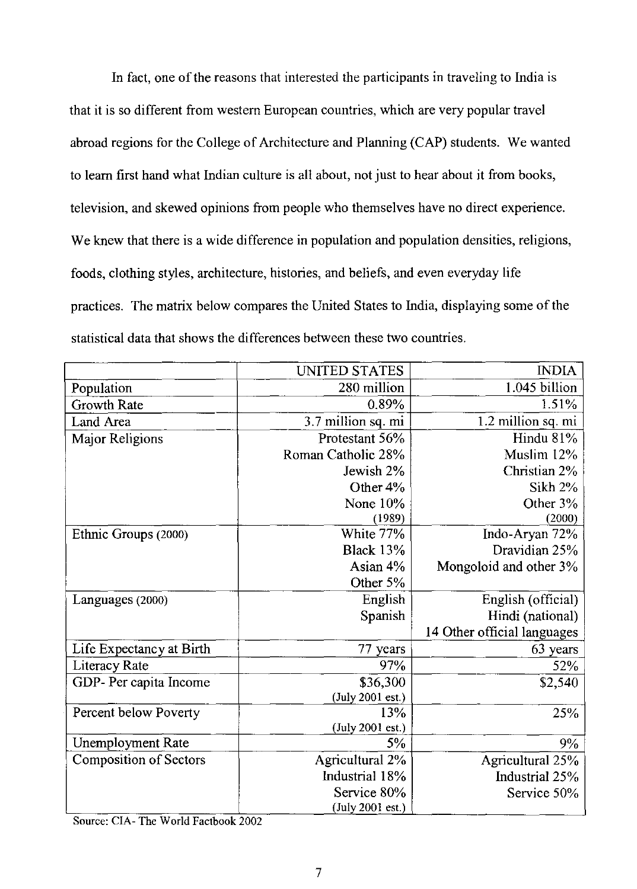In fact, one of the reasons that interested the participants in traveling to India is that it is so different from western European countries, which are very popular travel abroad regions for the College of Architecture and Planning (CAP) students. We wanted to learn first hand what Indian culture is all about, not just to hear about it from books, television, and skewed opinions from people who themselves have no direct experience. We knew that there is a wide difference in population and population densities, religions, foods, clothing styles, architecture, histories, and beliefs, and even everyday life practices. The matrix below compares the United States to India, displaying some of the statistical data that shows the differences between these two countries.

| | UNITED STATES | INDIA |
|---|---|---|
| Population | 280 million | 1.045 billion |
| Growth Rate | 0.89% | 1.51% |
| Land Area | 3.7 million sq. mi | 1.2 million sq. mi |
| Major Religions | Protestant 56%<br>Roman Catholic 28%<br>Jewish 2%<br>Other 4%<br>None 10%<br>(1989) | Hindu 81%<br>Muslim 12%<br>Christian 2%<br>Sikh 2%<br>Other 3%<br>(2000) |
| Ethnic Groups (2000) | White 77%<br>Black 13%<br>Asian 4%<br>Other 5% | Indo-Aryan 72%<br>Dravidian 25%<br>Mongoloid and other 3% |
| Languages (2000) | English<br>Spanish | English (official)<br>Hindi (national)<br>14 Other official languages |
| Life Expectancy at Birth | 77 years | 63 years |
| Literacy Rate | 97% | 52% |
| GDP- Per capita Income | \$36,300<br>(July 2001 est.) | \$2,540 |
| Percent below Poverty | 13%<br>(July 2001 est.) | 25% |
| Unemployment Rate | 5% | 9% |
| Composition of Sectors | Agricultural 2%<br>Industrial 18%<br>Service 80%<br>(July 2001 est.) | Agricultural 25%<br>Industrial 25%<br>Service 50% |

Source: CIA- The World Factbook 2002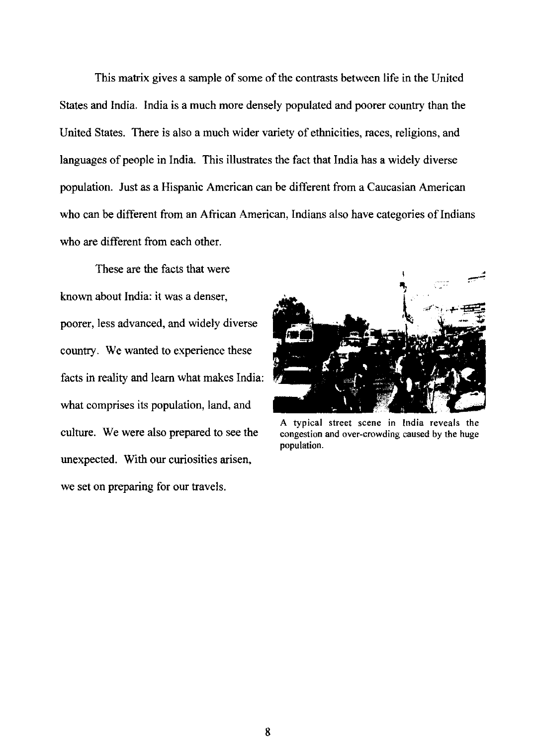This matrix gives a sample of some of the contrasts between life in the United States and India. India is a much more densely populated and poorer country than the United States. There is also a much wider variety of ethnicities, races, religions, and languages of people in India. This illustrates the fact that India has a widely diverse population. Just as a Hispanic American can be different from a Caucasian American who can be different from an African American, Indians also have categories of Indians who are different from each other.

These are the facts that were known about India: it was a denser, poorer, less advanced, and widely diverse country. We wanted to experience these facts in reality and learn what makes India: what comprises its population, land, and culture. We were also prepared to see the unexpected. With our curiosities arisen, we set on preparing for our travels.

A typical street scene in India reveals the congestion and over-crowding caused by the huge population.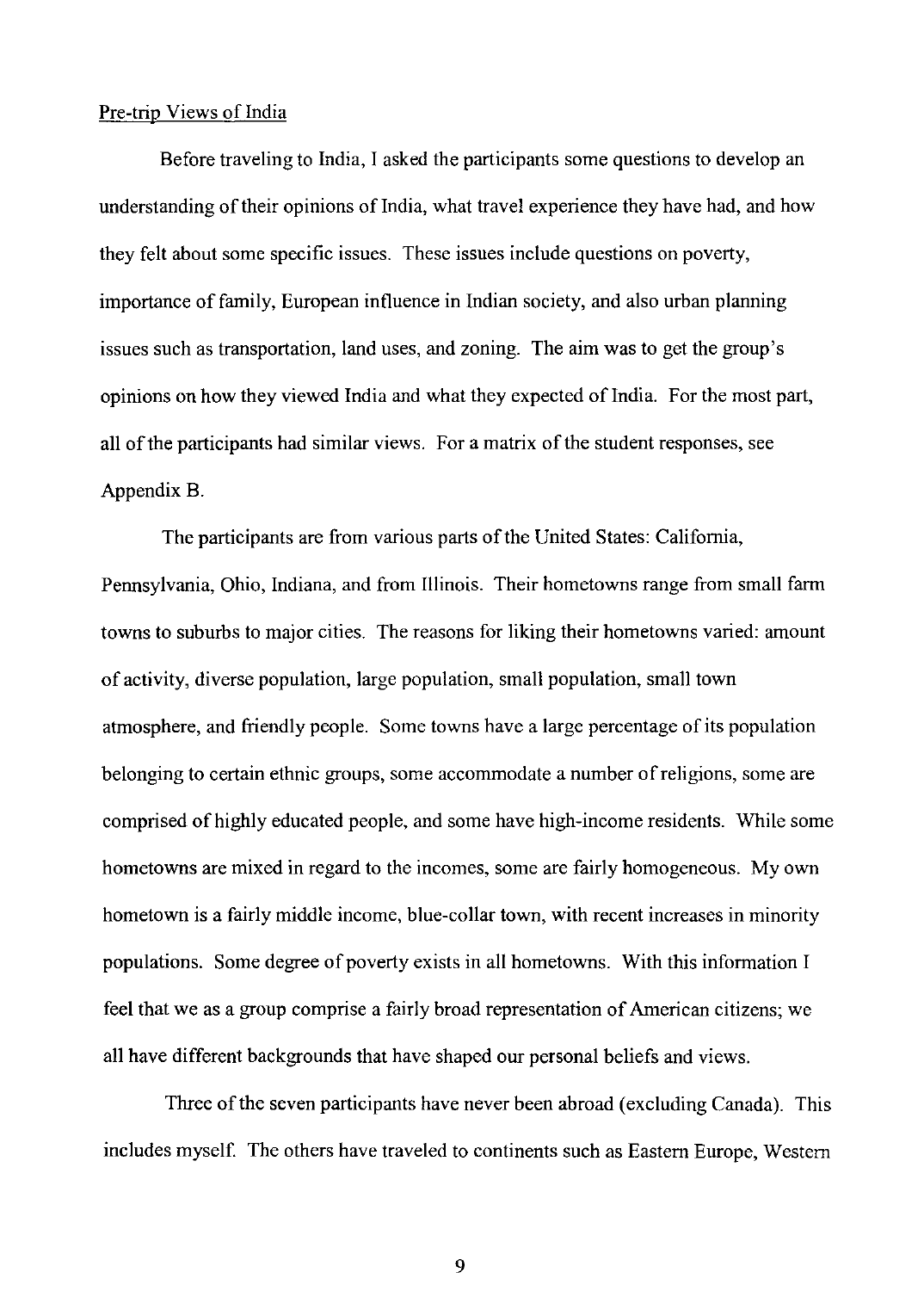Pre-trip Views of India

Before traveling to India, I asked the participants some questions to develop an understanding of their opinions of India, what travel experience they have had, and how they felt about some specific issues. These issues include questions on poverty, importance of family, European influence in Indian society, and also urban planning issues such as transportation, land uses, and zoning. The aim was to get the group's opinions on how they viewed India and what they expected of India. For the most part, all of the participants had similar views. For a matrix of the student responses, see Appendix B.

The participants are from various parts of the United States: California, Pennsylvania, Ohio, Indiana, and from Illinois. Their hometowns range from small farm towns to suburbs to major cities. The reasons for liking their hometowns varied: amount of activity, diverse population, large population, small population, small town atmosphere, and friendly people. Some towns have a large percentage of its population belonging to certain ethnic groups, some accommodate a number of religions, some are comprised of highly educated people, and some have high-income residents. While some hometowns are mixed in regard to the incomes, some are fairly homogeneous. My own hometown is a fairly middle income, blue-collar town, with recent increases in minority populations. Some degree of poverty exists in all hometowns. With this information I feel that we as a group comprise a fairly broad representation of American citizens; we all have different backgrounds that have shaped our personal beliefs and views.

Three of the seven participants have never been abroad (excluding Canada). This includes myself. The others have traveled to continents such as Eastern Europe, Western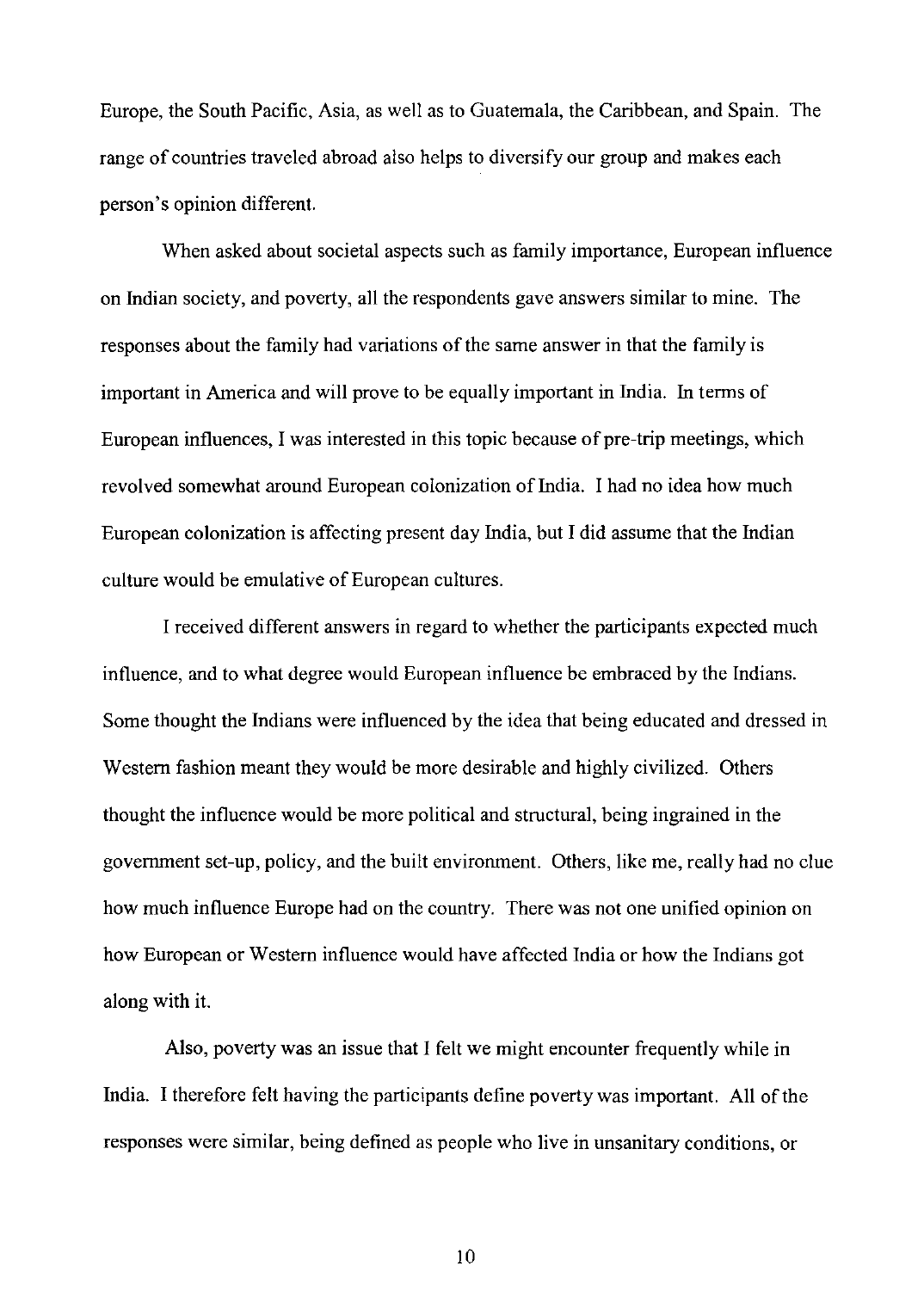Europe, the South Pacific, Asia, as well as to Guatemala, the Caribbean, and Spain. The range of countries traveled abroad also helps to diversify our group and makes each person's opinion different.

When asked about societal aspects such as family importance, European influence on Indian society, and poverty, all the respondents gave answers similar to mine. The responses about the family had variations of the same answer in that the family is important in America and will prove to be equally important in India. In terms of European influences, I was interested in this topic because of pre-trip meetings, which revolved somewhat around European colonization of India. I had no idea how much European colonization is affecting present day India, but I did assume that the Indian culture would be emulative of European cultures.

I received different answers in regard to whether the participants expected much influence, and to what degree would European influence be embraced by the Indians. Some thought the Indians were influenced by the idea that being educated and dressed in Western fashion meant they would be more desirable and highly civilized. Others thought the influence would be more political and structural, being ingrained in the government set-up, policy, and the built environment. Others, like me, really had no clue how much influence Europe had on the country. There was not one unified opinion on how European or Western influence would have affected India or how the Indians got along with it.

Also, poverty was an issue that I felt we might encounter frequently while in India. I therefore felt having the participants define poverty was important. All of the responses were similar, being defined as people who live in unsanitary conditions, or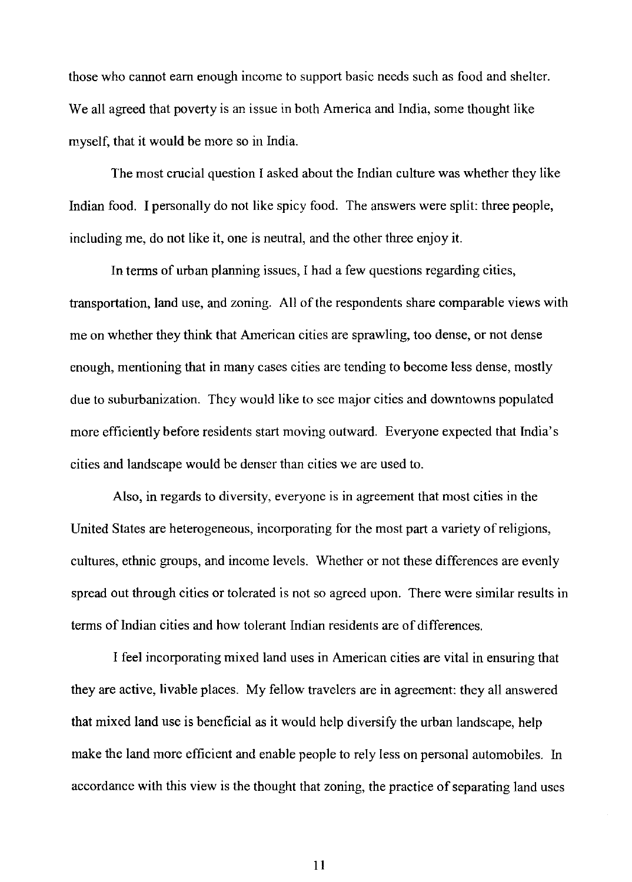those who cannot earn enough income to support basic needs such as food and shelter. We all agreed that poverty is an issue in both America and India, some thought like myself, that it would be more so in India.

The most crucial question I asked about the Indian culture was whether they like Indian food. I personally do not like spicy food. The answers were split: three people, including me, do not like it, one is neutral, and the other three enjoy it.

In terms of urban planning issues, I had a few questions regarding cities, transportation, land use, and zoning. All of the respondents share comparable views with me on whether they think that American cities are sprawling, too dense, or not dense enough, mentioning that in many cases cities are tending to become less dense, mostly due to suburbanization. They would like to see major cities and downtowns populated more efficiently before residents start moving outward. Everyone expected that India's cities and landscape would be denser than cities we are used to.

Also, in regards to diversity, everyone is in agreement that most cities in the United States are heterogeneous, incorporating for the most part a variety of religions, cultures, ethnic groups, and income levels. Whether or not these differences are evenly spread out through cities or tolerated is not so agreed upon. There were similar results in terms of Indian cities and how tolerant Indian residents are of differences.

I feel incorporating mixed land uses in American cities are vital in ensuring that they are active, livable places. My fellow travelers are in agreement: they all answered that mixed land use is beneficial as it would help diversify the urban landscape, help make the land more efficient and enable people to rely less on personal automobiles. In accordance with this view is the thought that zoning, the practice of separating land uses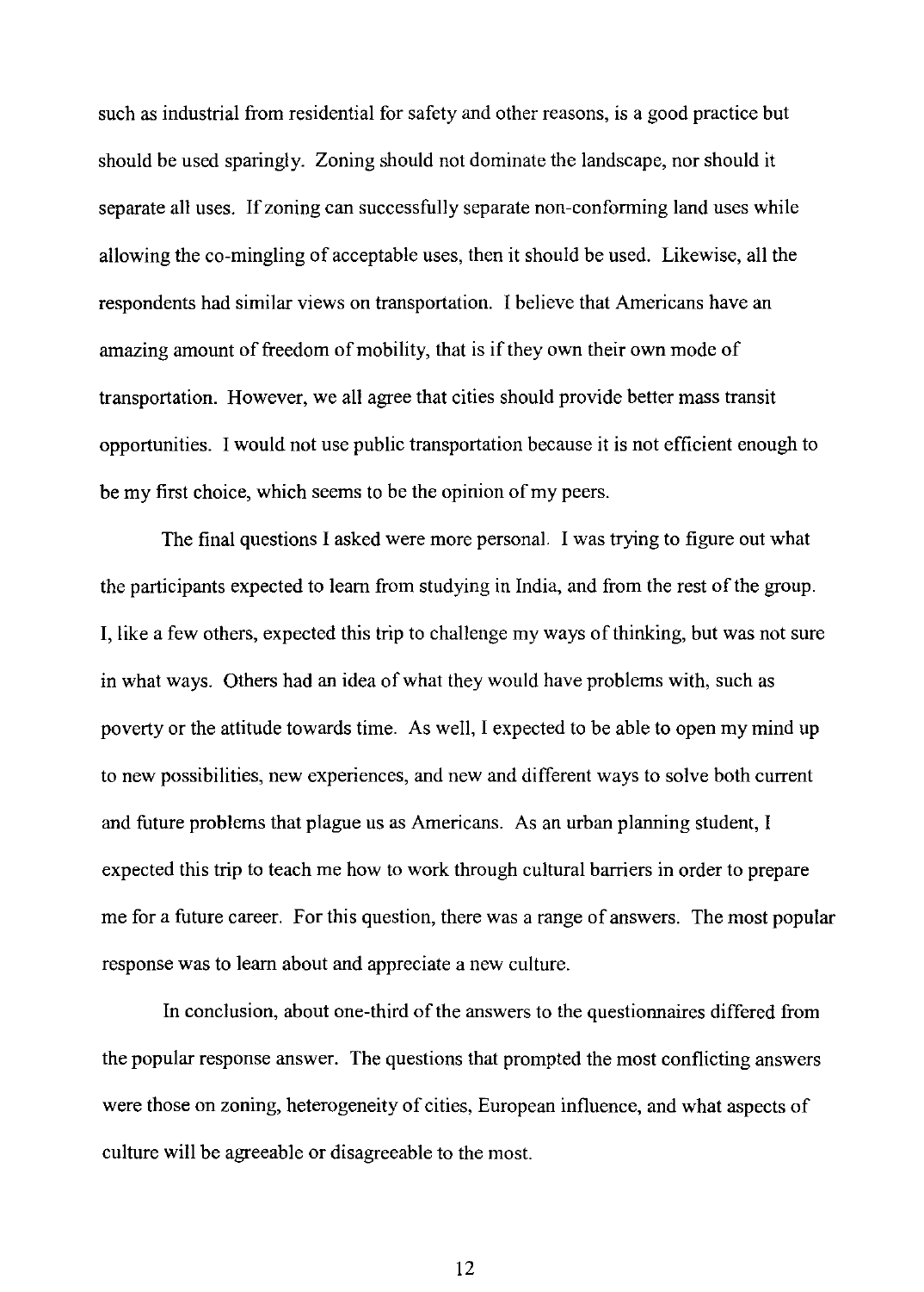such as industrial from residential for safety and other reasons, is a good practice but should be used sparingly. Zoning should not dominate the landscape, nor should it separate all uses. If zoning can successfully separate non-conforming land uses while allowing the co-mingling of acceptable uses, then it should be used. Likewise, all the respondents had similar views on transportation. I believe that Americans have an amazing amount of freedom of mobility, that is if they own their own mode of transportation. However, we all agree that cities should provide better mass transit opportunities. I would not use public transportation because it is not efficient enough to be my first choice, which seems to be the opinion of my peers.

The final questions I asked were more personal. I was trying to figure out what the participants expected to learn from studying in India, and from the rest of the group. I, like a few others, expected this trip to challenge my ways of thinking, but was not sure in what ways. Others had an idea of what they would have problems with, such as poverty or the attitude towards time. As well, I expected to be able to open my mind up to new possibilities, new experiences, and new and different ways to solve both current and future problems that plague us as Americans. As an urban planning student, I expected this trip to teach me how to work through cultural barriers in order to prepare me for a future career. For this question, there was a range of answers. The most popular response was to learn about and appreciate a new culture.

In conclusion, about one-third of the answers to the questionnaires differed from the popular response answer. The questions that prompted the most conflicting answers were those on zoning, heterogeneity of cities, European influence, and what aspects of culture will be agreeable or disagreeable to the most.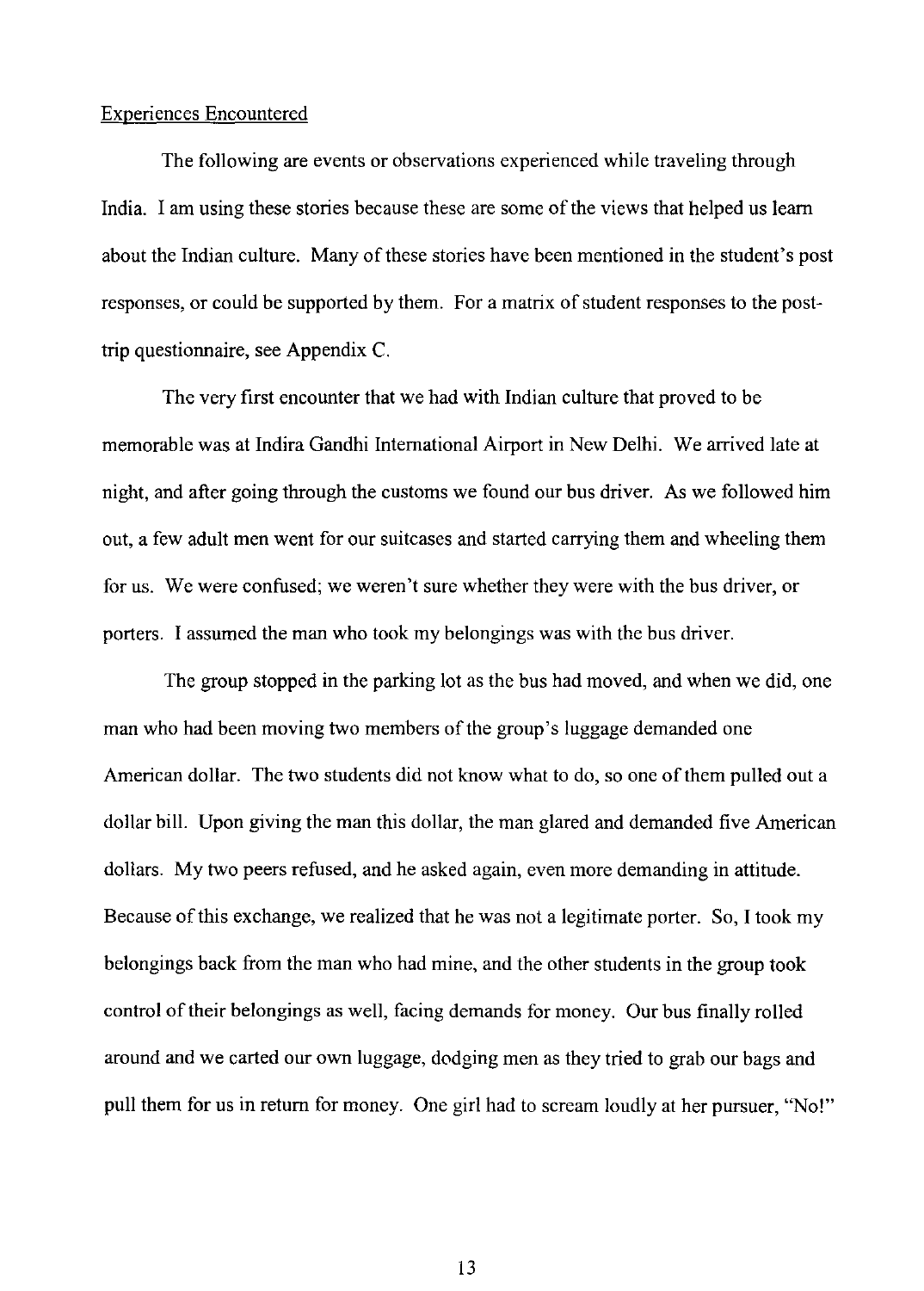Experiences Encountered

The following are events or observations experienced while traveling through India. I am using these stories because these are some of the views that helped us learn about the Indian culture. Many of these stories have been mentioned in the student's post responses, or could be supported by them. For a matrix of student responses to the post-trip questionnaire, see Appendix C.

The very first encounter that we had with Indian culture that proved to be memorable was at Indira Gandhi International Airport in New Delhi. We arrived late at night, and after going through the customs we found our bus driver. As we followed him out, a few adult men went for our suitcases and started carrying them and wheeling them for us. We were confused; we weren't sure whether they were with the bus driver, or porters. I assumed the man who took my belongings was with the bus driver.

The group stopped in the parking lot as the bus had moved, and when we did, one man who had been moving two members of the group's luggage demanded one American dollar. The two students did not know what to do, so one of them pulled out a dollar bill. Upon giving the man this dollar, the man glared and demanded five American dollars. My two peers refused, and he asked again, even more demanding in attitude. Because of this exchange, we realized that he was not a legitimate porter. So, I took my belongings back from the man who had mine, and the other students in the group took control of their belongings as well, facing demands for money. Our bus finally rolled around and we carted our own luggage, dodging men as they tried to grab our bags and pull them for us in return for money. One girl had to scream loudly at her pursuer, "No!"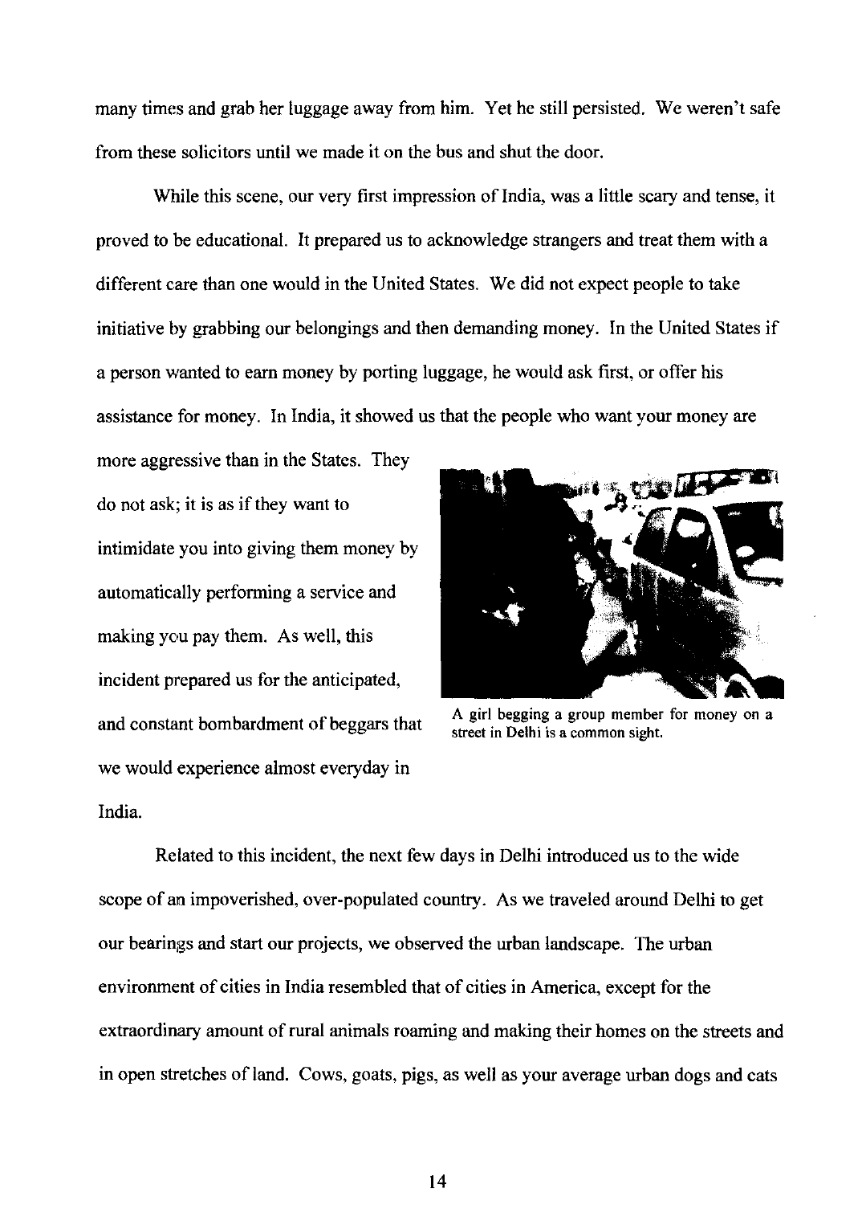many times and grab her luggage away from him. Yet he still persisted. We weren't safe from these solicitors until we made it on the bus and shut the door.

While this scene, our very first impression of India, was a little scary and tense, it proved to be educational. It prepared us to acknowledge strangers and treat them with a different care than one would in the United States. We did not expect people to take initiative by grabbing our belongings and then demanding money. In the United States if a person wanted to earn money by porting luggage, he would ask first, or offer his assistance for money. In India, it showed us that the people who want your money are more aggressive than in the States. They do not ask; it is as if they want to intimidate you into giving them money by automatically performing a service and making you pay them. As well, this incident prepared us for the anticipated, and constant bombardment of beggars that we would experience almost everyday in India.

A girl begging a group member for money on a street in Delhi is a common sight.

Related to this incident, the next few days in Delhi introduced us to the wide scope of an impoverished, over-populated country. As we traveled around Delhi to get our bearings and start our projects, we observed the urban landscape. The urban environment of cities in India resembled that of cities in America, except for the extraordinary amount of rural animals roaming and making their homes on the streets and in open stretches of land. Cows, goats, pigs, as well as your average urban dogs and cats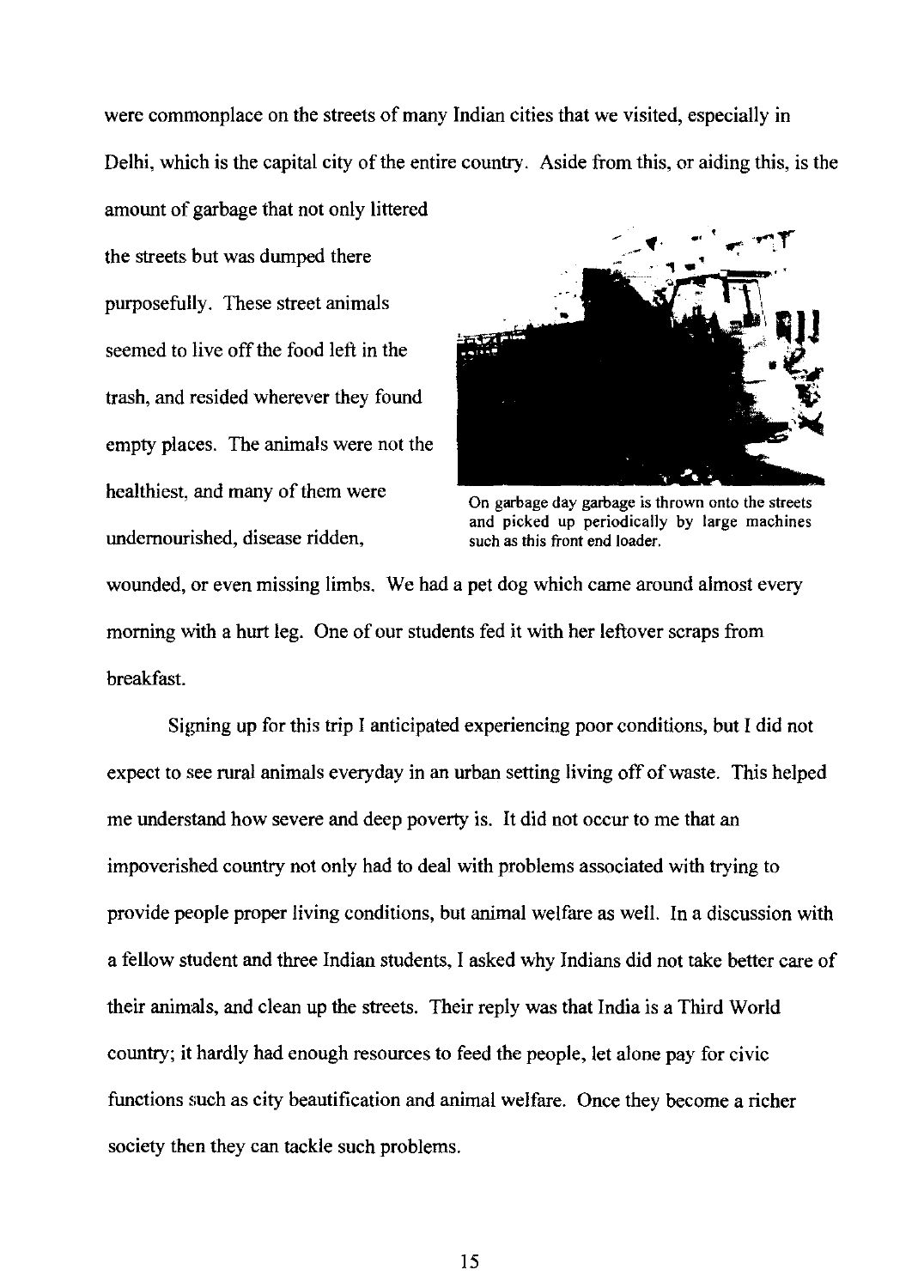were commonplace on the streets of many Indian cities that we visited, especially in Delhi, which is the capital city of the entire country. Aside from this, or aiding this, is the amount of garbage that not only littered the streets but was dumped there purposefully. These street animals seemed to live off the food left in the trash, and resided wherever they found empty places. The animals were not the healthiest, and many of them were undernourished, disease ridden, wounded, or even missing limbs. We had a pet dog which came around almost every morning with a hurt leg. One of our students fed it with her leftover scraps from breakfast.

On garbage day garbage is thrown onto the streets and picked up periodically by large machines such as this front end loader.

Signing up for this trip I anticipated experiencing poor conditions, but I did not expect to see rural animals everyday in an urban setting living off of waste. This helped me understand how severe and deep poverty is. It did not occur to me that an impoverished country not only had to deal with problems associated with trying to provide people proper living conditions, but animal welfare as well. In a discussion with a fellow student and three Indian students, I asked why Indians did not take better care of their animals, and clean up the streets. Their reply was that India is a Third World country; it hardly had enough resources to feed the people, let alone pay for civic functions such as city beautification and animal welfare. Once they become a richer society then they can tackle such problems.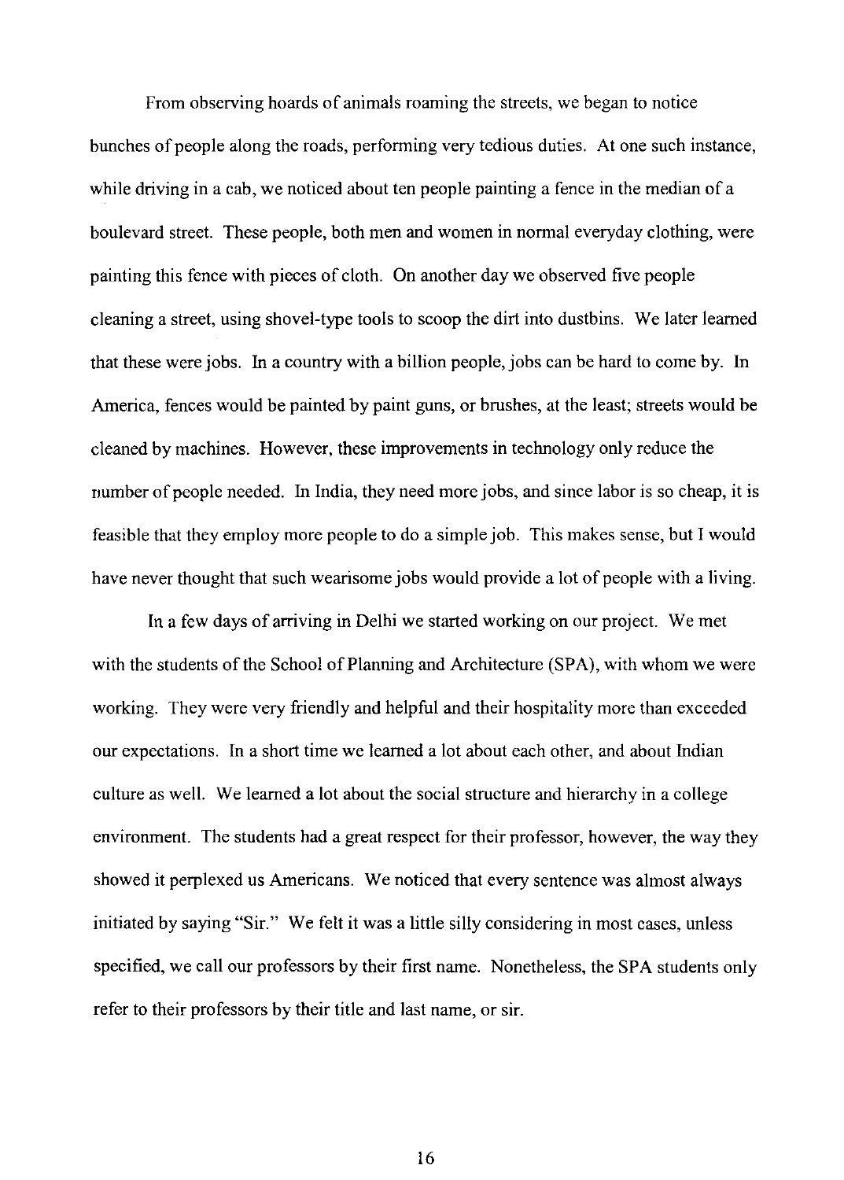From observing hoards of animals roaming the streets, we began to notice bunches of people along the roads, performing very tedious duties. At one such instance, while driving in a cab, we noticed about ten people painting a fence in the median of a boulevard street. These people, both men and women in normal everyday clothing, were painting this fence with pieces of cloth. On another day we observed five people cleaning a street, using shovel-type tools to scoop the dirt into dustbins. We later learned that these were jobs. In a country with a billion people, jobs can be hard to come by. In America, fences would be painted by paint guns, or brushes, at the least; streets would be cleaned by machines. However, these improvements in technology only reduce the number of people needed. In India, they need more jobs, and since labor is so cheap, it is feasible that they employ more people to do a simple job. This makes sense, but I would have never thought that such wearisome jobs would provide a lot of people with a living.

In a few days of arriving in Delhi we started working on our project. We met with the students of the School of Planning and Architecture (SPA), with whom we were working. They were very friendly and helpful and their hospitality more than exceeded our expectations. In a short time we learned a lot about each other, and about Indian culture as well. We learned a lot about the social structure and hierarchy in a college environment. The students had a great respect for their professor, however, the way they showed it perplexed us Americans. We noticed that every sentence was almost always initiated by saying "Sir." We felt it was a little silly considering in most cases, unless specified, we call our professors by their first name. Nonetheless, the SPA students only refer to their professors by their title and last name, or sir.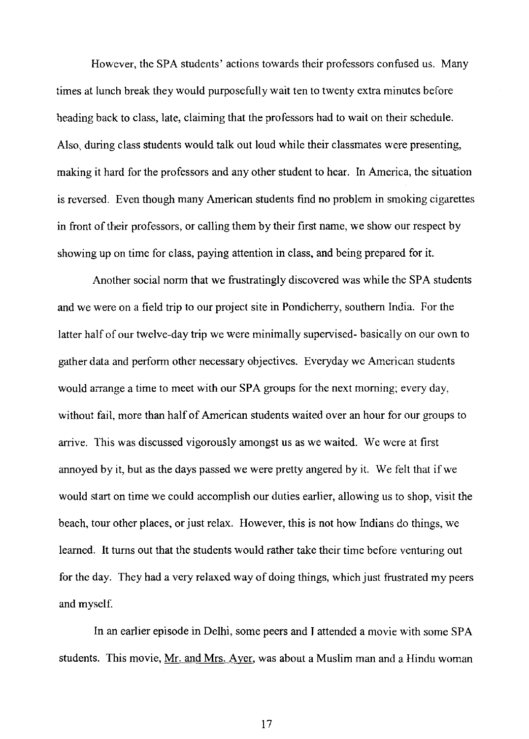However, the SPA students' actions towards their professors confused us. Many times at lunch break they would purposefully wait ten to twenty extra minutes before heading back to class, late, claiming that the professors had to wait on their schedule. Also, during class students would talk out loud while their classmates were presenting, making it hard for the professors and any other student to hear. In America, the situation is reversed. Even though many American students find no problem in smoking cigarettes in front of their professors, or calling them by their first name, we show our respect by showing up on time for class, paying attention in class, and being prepared for it.

Another social norm that we frustratingly discovered was while the SPA students and we were on a field trip to our project site in Pondicherry, southern India. For the latter half of our twelve-day trip we were minimally supervised- basically on our own to gather data and perform other necessary objectives. Everyday we American students would arrange a time to meet with our SPA groups for the next morning; every day, without fail, more than half of American students waited over an hour for our groups to arrive. This was discussed vigorously amongst us as we waited. We were at first annoyed by it, but as the days passed we were pretty angered by it. We felt that if we would start on time we could accomplish our duties earlier, allowing us to shop, visit the beach, tour other places, or just relax. However, this is not how Indians do things, we learned. It turns out that the students would rather take their time before venturing out for the day. They had a very relaxed way of doing things, which just frustrated my peers and myself.

In an earlier episode in Delhi, some peers and I attended a movie with some SPA students. This movie, Mr. and Mrs. Ayer, was about a Muslim man and a Hindu woman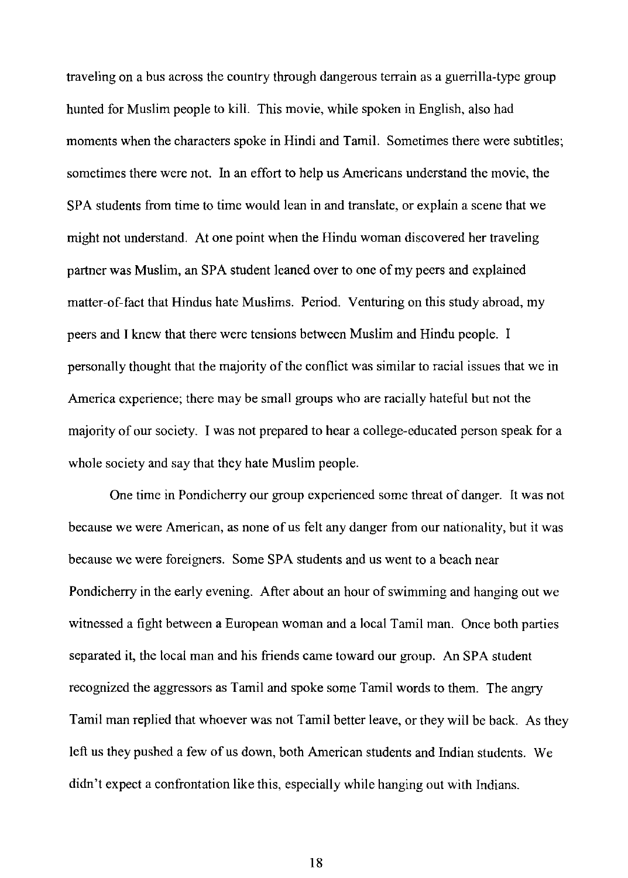traveling on a bus across the country through dangerous terrain as a guerrilla-type group hunted for Muslim people to kill. This movie, while spoken in English, also had moments when the characters spoke in Hindi and Tamil. Sometimes there were subtitles; sometimes there were not. In an effort to help us Americans understand the movie, the SPA students from time to time would lean in and translate, or explain a scene that we might not understand. At one point when the Hindu woman discovered her traveling partner was Muslim, an SPA student leaned over to one of my peers and explained matter-of-fact that Hindus hate Muslims. Period. Venturing on this study abroad, my peers and I knew that there were tensions between Muslim and Hindu people. I personally thought that the majority of the conflict was similar to racial issues that we in America experience; there may be small groups who are racially hateful but not the majority of our society. I was not prepared to hear a college-educated person speak for a whole society and say that they hate Muslim people.

One time in Pondicherry our group experienced some threat of danger. It was not because we were American, as none of us felt any danger from our nationality, but it was because we were foreigners. Some SPA students and us went to a beach near Pondicherry in the early evening. After about an hour of swimming and hanging out we witnessed a fight between a European woman and a local Tamil man. Once both parties separated it, the local man and his friends came toward our group. An SPA student recognized the aggressors as Tamil and spoke some Tamil words to them. The angry Tamil man replied that whoever was not Tamil better leave, or they will be back. As they left us they pushed a few of us down, both American students and Indian students. We didn't expect a confrontation like this, especially while hanging out with Indians.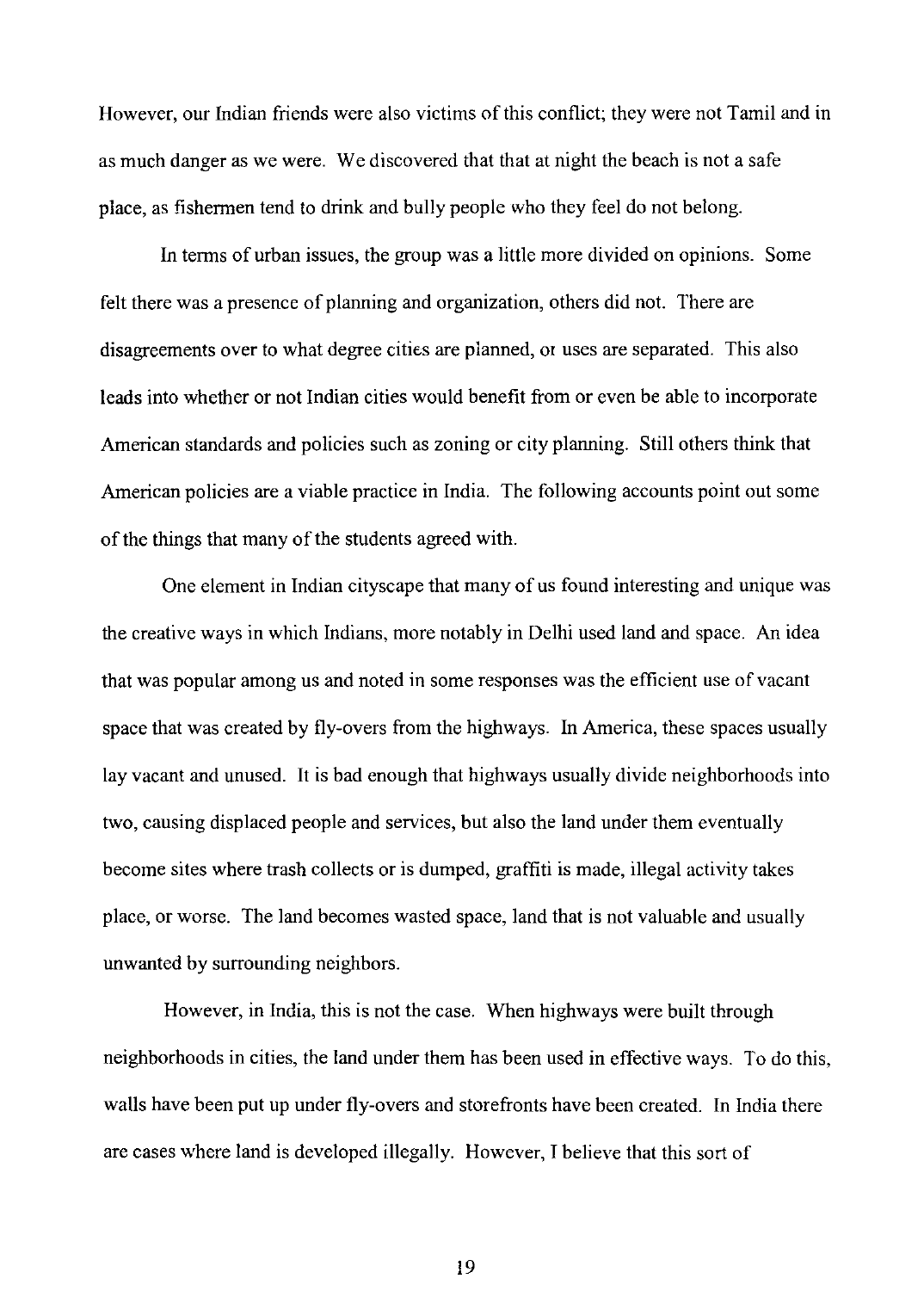However, our Indian friends were also victims of this conflict; they were not Tamil and in as much danger as we were. We discovered that that at night the beach is not a safe place, as fishermen tend to drink and bully people who they feel do not belong.

In terms of urban issues, the group was a little more divided on opinions. Some felt there was a presence of planning and organization, others did not. There are disagreements over to what degree cities are planned, or uses are separated. This also leads into whether or not Indian cities would benefit from or even be able to incorporate American standards and policies such as zoning or city planning. Still others think that American policies are a viable practice in India. The following accounts point out some of the things that many of the students agreed with.

One element in Indian cityscape that many of us found interesting and unique was the creative ways in which Indians, more notably in Delhi used land and space. An idea that was popular among us and noted in some responses was the efficient use of vacant space that was created by fly-overs from the highways. In America, these spaces usually lay vacant and unused. It is bad enough that highways usually divide neighborhoods into two, causing displaced people and services, but also the land under them eventually become sites where trash collects or is dumped, graffiti is made, illegal activity takes place, or worse. The land becomes wasted space, land that is not valuable and usually unwanted by surrounding neighbors.

However, in India, this is not the case. When highways were built through neighborhoods in cities, the land under them has been used in effective ways. To do this, walls have been put up under fly-overs and storefronts have been created. In India there are cases where land is developed illegally. However, I believe that this sort of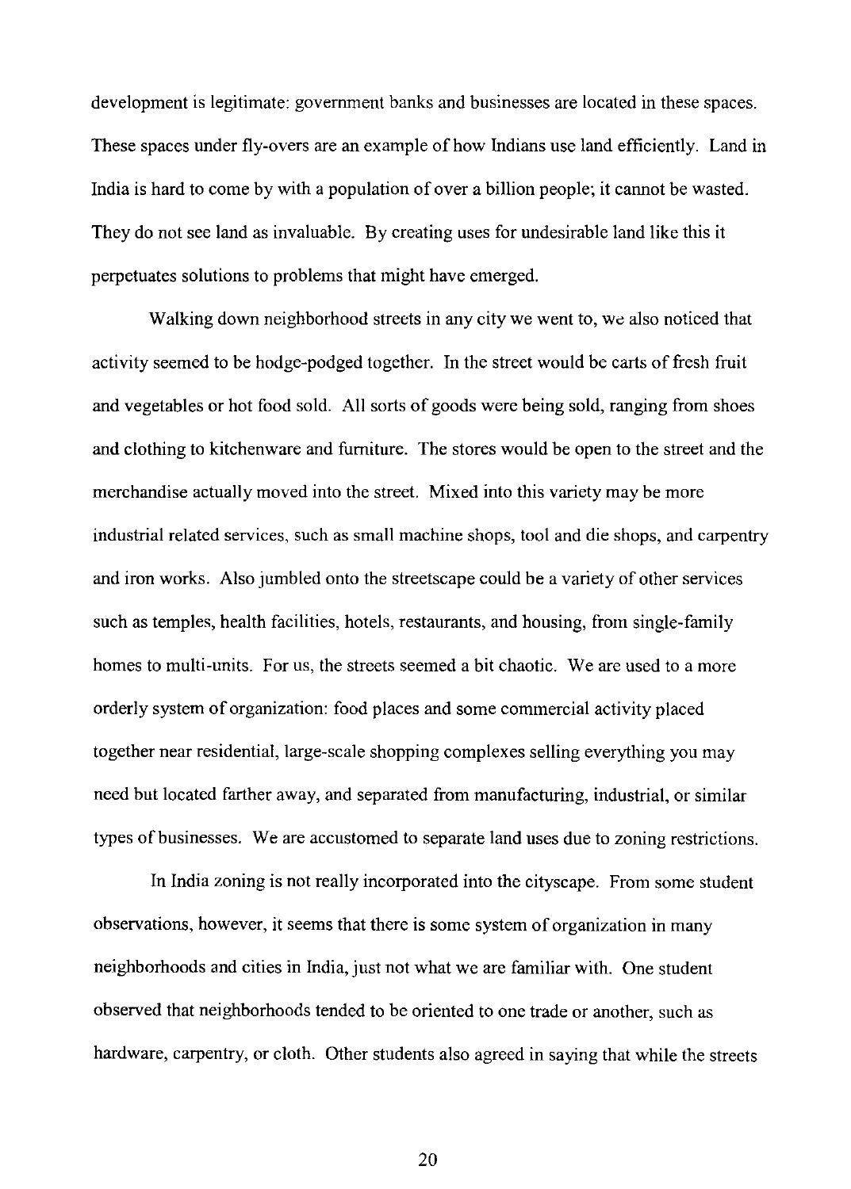development is legitimate: government banks and businesses are located in these spaces. These spaces under fly-overs are an example of how Indians use land efficiently. Land in India is hard to come by with a population of over a billion people; it cannot be wasted. They do not see land as invaluable. By creating uses for undesirable land like this it perpetuates solutions to problems that might have emerged.

Walking down neighborhood streets in any city we went to, we also noticed that activity seemed to be hodge-podged together. In the street would be carts of fresh fruit and vegetables or hot food sold. All sorts of goods were being sold, ranging from shoes and clothing to kitchenware and furniture. The stores would be open to the street and the merchandise actually moved into the street. Mixed into this variety may be more industrial related services, such as small machine shops, tool and die shops, and carpentry and iron works. Also jumbled onto the streetscape could be a variety of other services such as temples, health facilities, hotels, restaurants, and housing, from single-family homes to multi-units. For us, the streets seemed a bit chaotic. We are used to a more orderly system of organization: food places and some commercial activity placed together near residential, large-scale shopping complexes selling everything you may need but located farther away, and separated from manufacturing, industrial, or similar types of businesses. We are accustomed to separate land uses due to zoning restrictions.

In India zoning is not really incorporated into the cityscape. From some student observations, however, it seems that there is some system of organization in many neighborhoods and cities in India, just not what we are familiar with. One student observed that neighborhoods tended to be oriented to one trade or another, such as hardware, carpentry, or cloth. Other students also agreed in saying that while the streets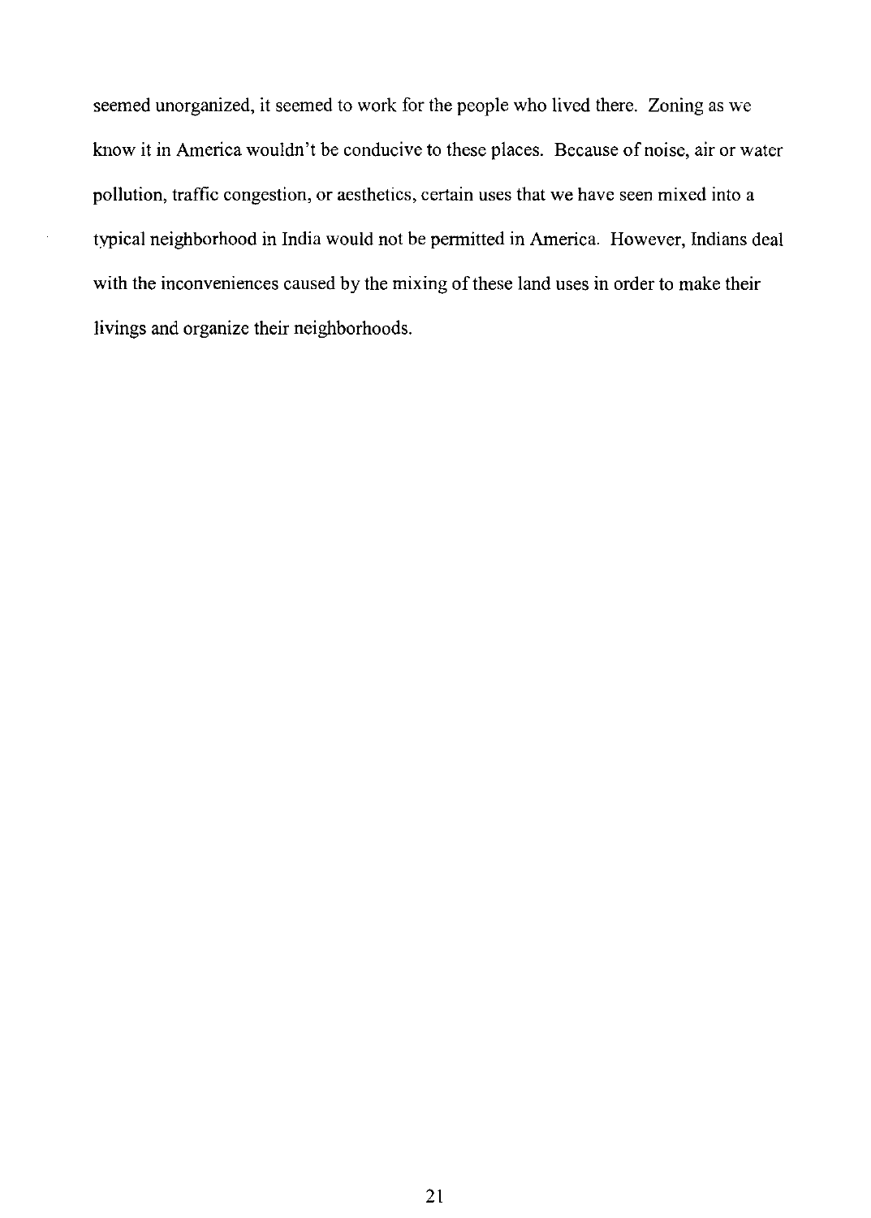seemed unorganized, it seemed to work for the people who lived there. Zoning as we know it in America wouldn't be conducive to these places. Because of noise, air or water pollution, traffic congestion, or aesthetics, certain uses that we have seen mixed into a typical neighborhood in India would not be permitted in America. However, Indians deal with the inconveniences caused by the mixing of these land uses in order to make their livings and organize their neighborhoods.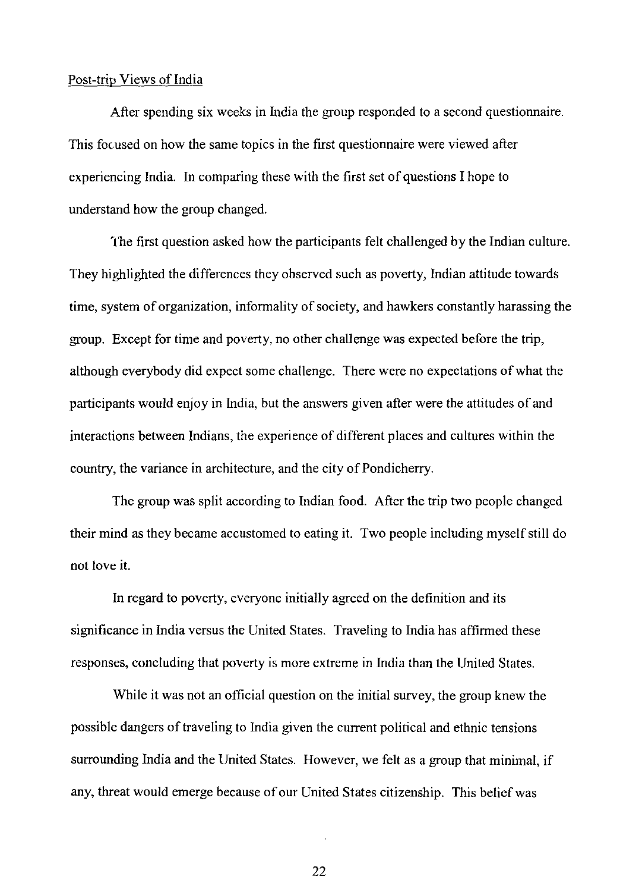Post-trip Views of India

After spending six weeks in India the group responded to a second questionnaire. This focused on how the same topics in the first questionnaire were viewed after experiencing India. In comparing these with the first set of questions I hope to understand how the group changed.

The first question asked how the participants felt challenged by the Indian culture. They highlighted the differences they observed such as poverty, Indian attitude towards time, system of organization, informality of society, and hawkers constantly harassing the group. Except for time and poverty, no other challenge was expected before the trip, although everybody did expect some challenge. There were no expectations of what the participants would enjoy in India, but the answers given after were the attitudes of and interactions between Indians, the experience of different places and cultures within the country, the variance in architecture, and the city of Pondicherry.

The group was split according to Indian food. After the trip two people changed their mind as they became accustomed to eating it. Two people including myself still do not love it.

In regard to poverty, everyone initially agreed on the definition and its significance in India versus the United States. Traveling to India has affirmed these responses, concluding that poverty is more extreme in India than the United States.

While it was not an official question on the initial survey, the group knew the possible dangers of traveling to India given the current political and ethnic tensions surrounding India and the United States. However, we felt as a group that minimal, if any, threat would emerge because of our United States citizenship. This belief was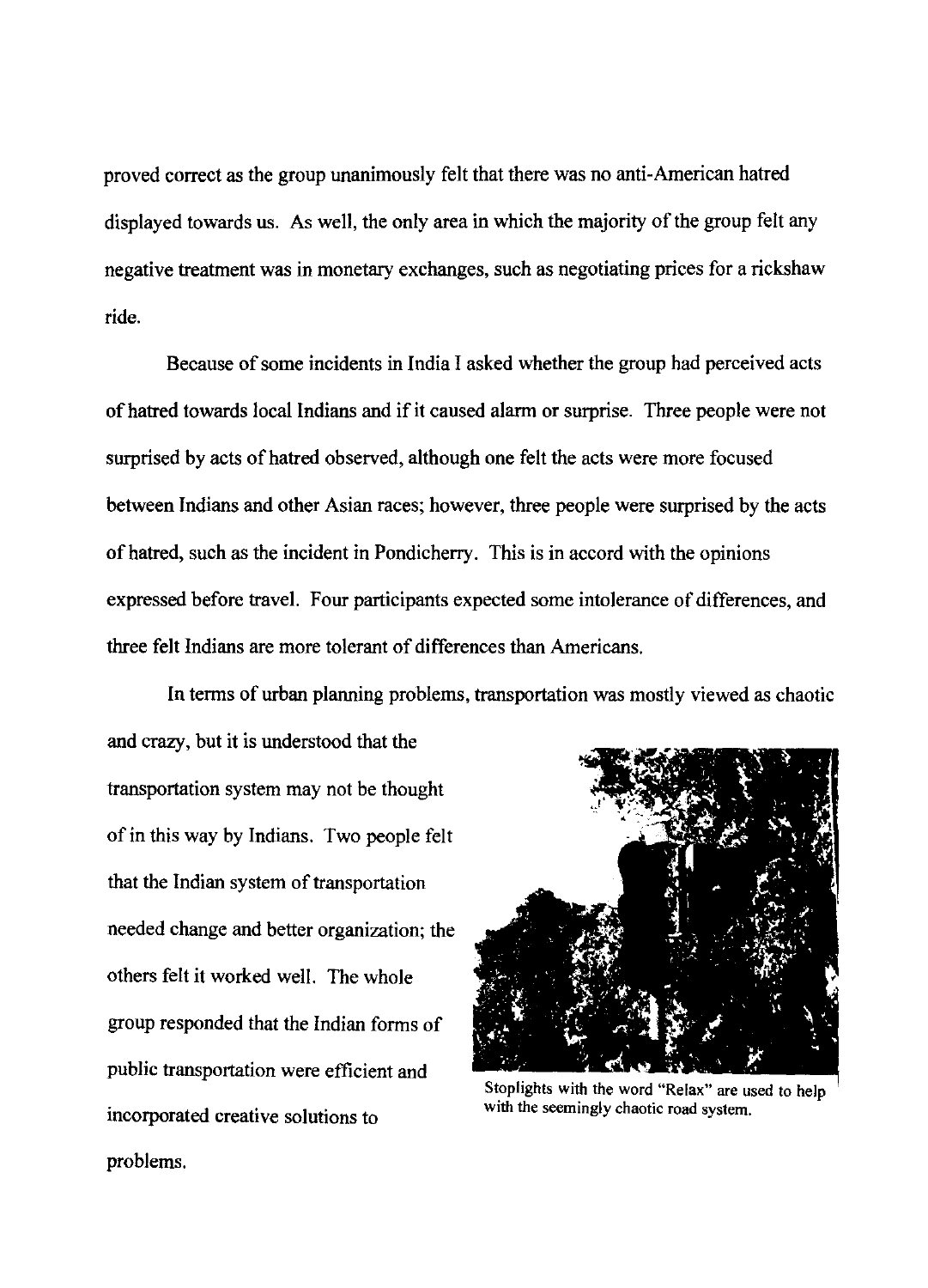proved correct as the group unanimously felt that there was no anti-American hatred displayed towards us. As well, the only area in which the majority of the group felt any negative treatment was in monetary exchanges, such as negotiating prices for a rickshaw ride.

Because of some incidents in India I asked whether the group had perceived acts of hatred towards local Indians and if it caused alarm or surprise. Three people were not surprised by acts of hatred observed, although one felt the acts were more focused between Indians and other Asian races; however, three people were surprised by the acts of hatred, such as the incident in Pondicherry. This is in accord with the opinions expressed before travel. Four participants expected some intolerance of differences, and three felt Indians are more tolerant of differences than Americans.

In terms of urban planning problems, transportation was mostly viewed as chaotic and crazy, but it is understood that the transportation system may not be thought of in this way by Indians. Two people felt that the Indian system of transportation needed change and better organization; the others felt it worked well. The whole group responded that the Indian forms of public transportation were efficient and incorporated creative solutions to problems.

Stoplights with the word "Relax" are used to help with the seemingly chaotic road system.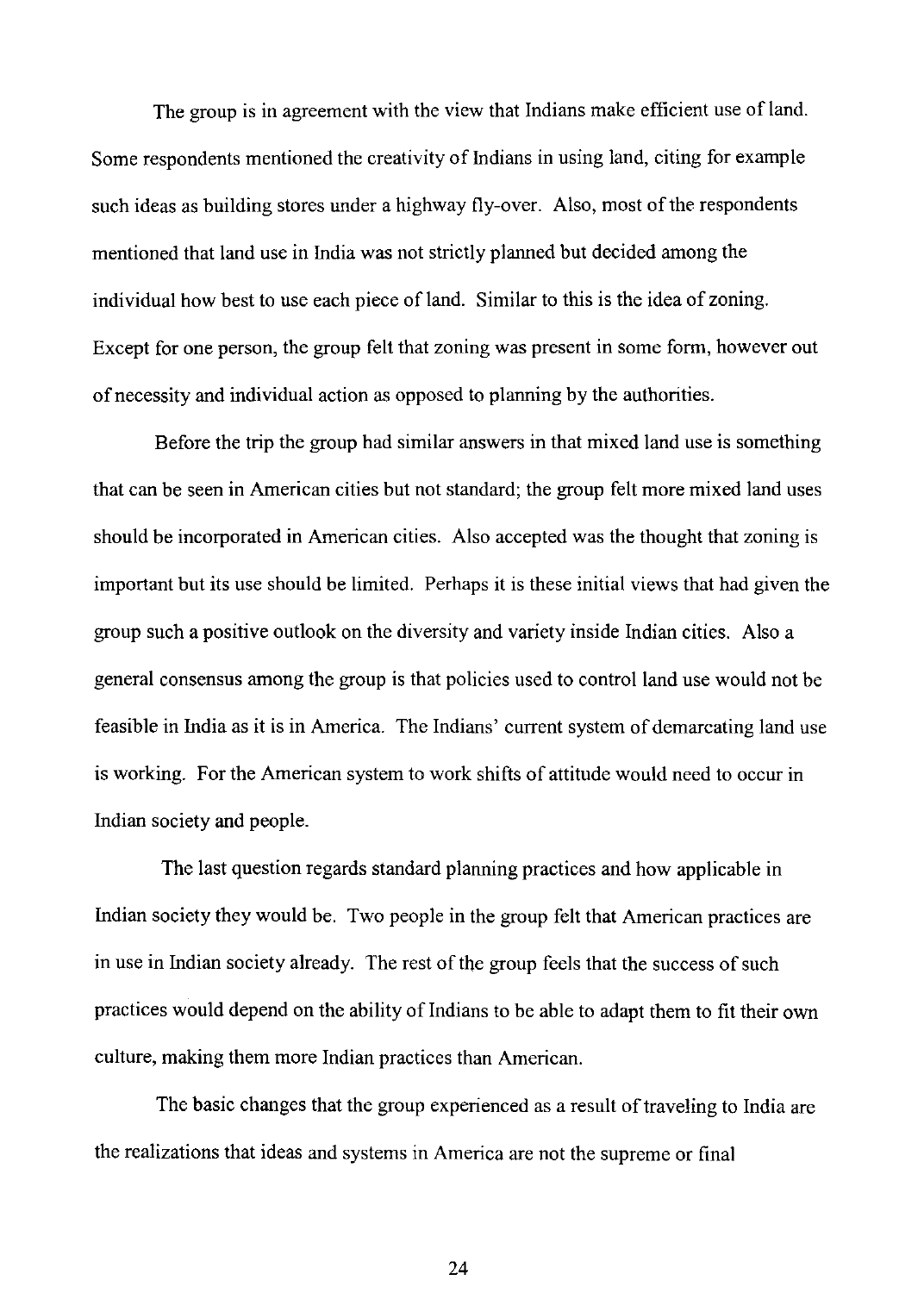The group is in agreement with the view that Indians make efficient use of land. Some respondents mentioned the creativity of Indians in using land, citing for example such ideas as building stores under a highway fly-over. Also, most of the respondents mentioned that land use in India was not strictly planned but decided among the individual how best to use each piece of land. Similar to this is the idea of zoning. Except for one person, the group felt that zoning was present in some form, however out of necessity and individual action as opposed to planning by the authorities.

Before the trip the group had similar answers in that mixed land use is something that can be seen in American cities but not standard; the group felt more mixed land uses should be incorporated in American cities. Also accepted was the thought that zoning is important but its use should be limited. Perhaps it is these initial views that had given the group such a positive outlook on the diversity and variety inside Indian cities. Also a general consensus among the group is that policies used to control land use would not be feasible in India as it is in America. The Indians' current system of demarcating land use is working. For the American system to work shifts of attitude would need to occur in Indian society and people.

The last question regards standard planning practices and how applicable in Indian society they would be. Two people in the group felt that American practices are in use in Indian society already. The rest of the group feels that the success of such practices would depend on the ability of Indians to be able to adapt them to fit their own culture, making them more Indian practices than American.

The basic changes that the group experienced as a result of traveling to India are the realizations that ideas and systems in America are not the supreme or final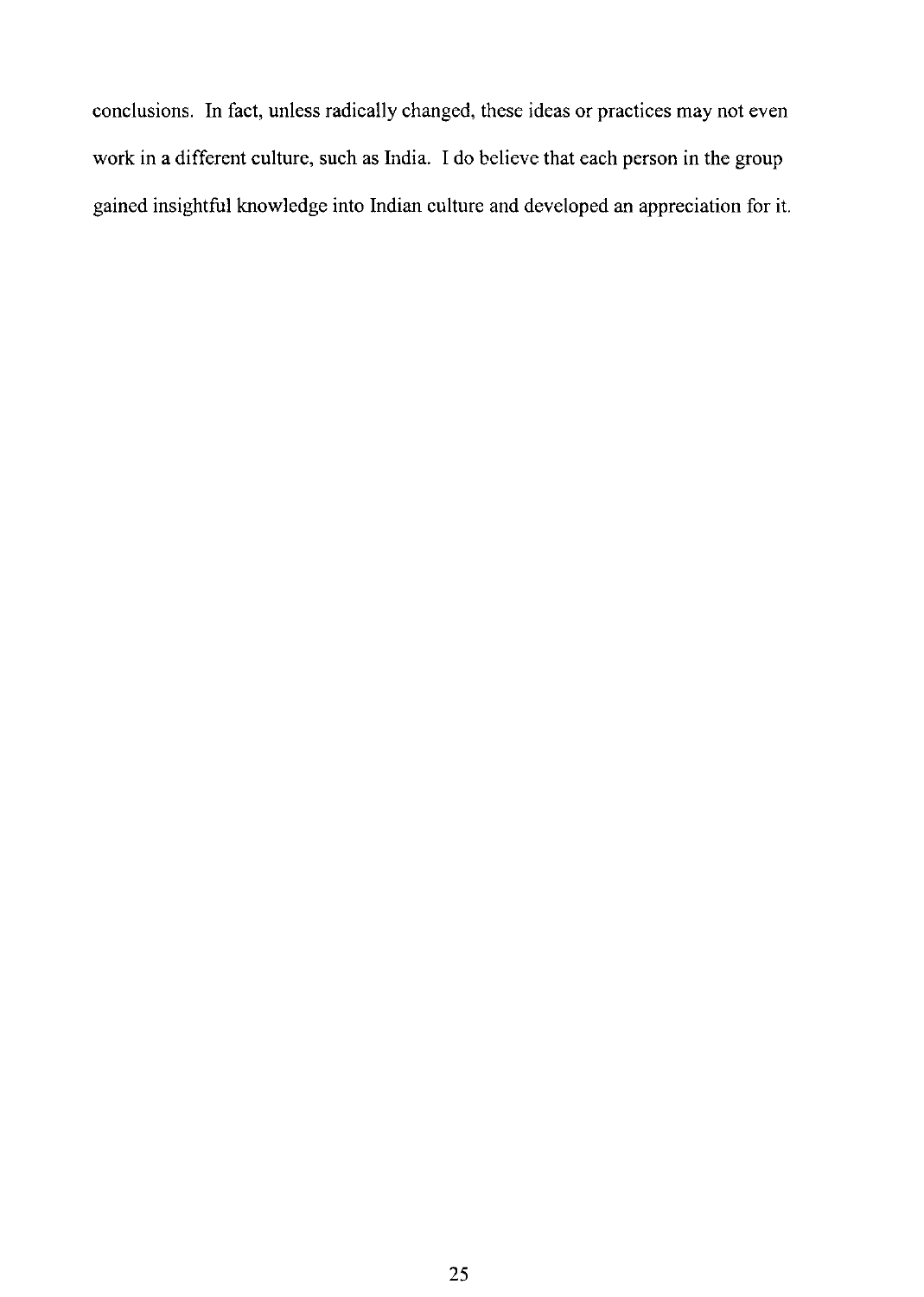conclusions. In fact, unless radically changed, these ideas or practices may not even work in a different culture, such as India. I do believe that each person in the group gained insightful knowledge into Indian culture and developed an appreciation for it.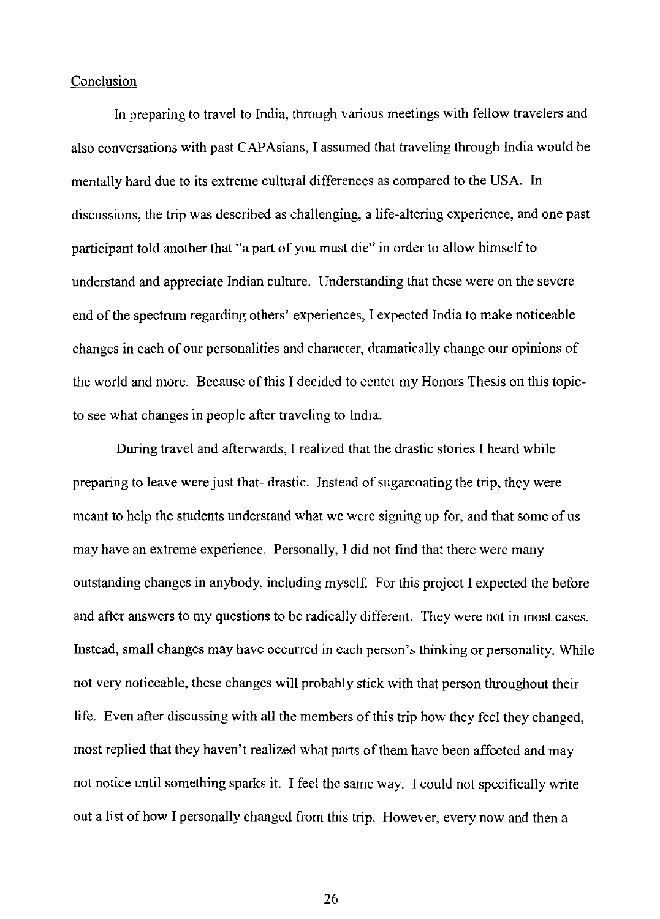## Conclusion

In preparing to travel to India, through various meetings with fellow travelers and also conversations with past CAPAsians, I assumed that traveling through India would be mentally hard due to its extreme cultural differences as compared to the USA. In discussions, the trip was described as challenging, a life-altering experience, and one past participant told another that "a part of you must die" in order to allow himself to understand and appreciate Indian culture. Understanding that these were on the severe end of the spectrum regarding others' experiences, I expected India to make noticeable changes in each of our personalities and character, dramatically change our opinions of the world and more. Because of this I decided to center my Honors Thesis on this topic- to see what changes in people after traveling to India.

During travel and afterwards, I realized that the drastic stories I heard while preparing to leave were just that- drastic. Instead of sugarcoating the trip, they were meant to help the students understand what we were signing up for, and that some of us may have an extreme experience. Personally, I did not find that there were many outstanding changes in anybody, including myself. For this project I expected the before and after answers to my questions to be radically different. They were not in most cases. Instead, small changes may have occurred in each person's thinking or personality. While not very noticeable, these changes will probably stick with that person throughout their life. Even after discussing with all the members of this trip how they feel they changed, most replied that they haven't realized what parts of them have been affected and may not notice until something sparks it. I feel the same way. I could not specifically write out a list of how I personally changed from this trip. However, every now and then a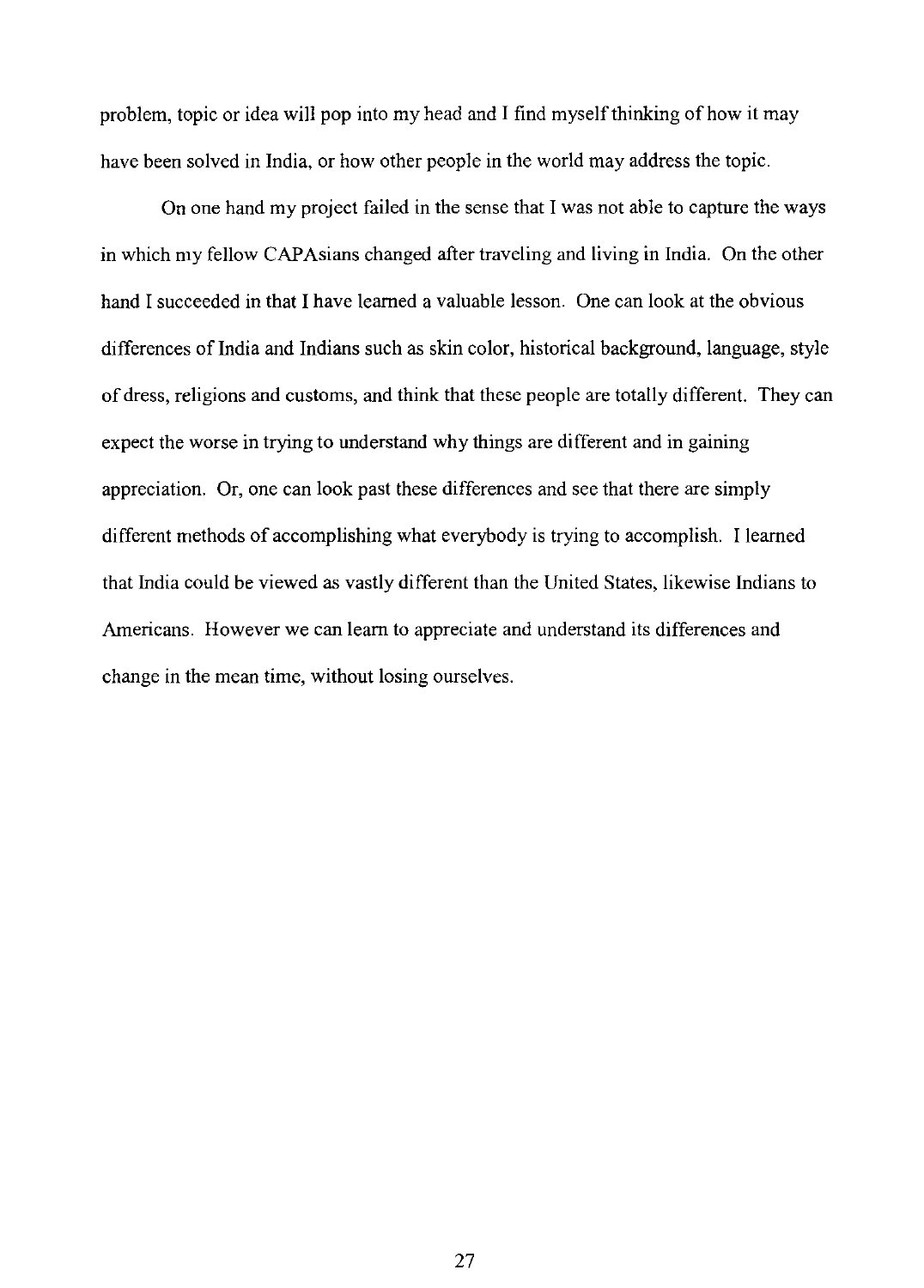problem, topic or idea will pop into my head and I find myself thinking of how it may have been solved in India, or how other people in the world may address the topic.

On one hand my project failed in the sense that I was not able to capture the ways in which my fellow CAPAsians changed after traveling and living in India. On the other hand I succeeded in that I have learned a valuable lesson. One can look at the obvious differences of India and Indians such as skin color, historical background, language, style of dress, religions and customs, and think that these people are totally different. They can expect the worse in trying to understand why things are different and in gaining appreciation. Or, one can look past these differences and see that there are simply different methods of accomplishing what everybody is trying to accomplish. I learned that India could be viewed as vastly different than the United States, likewise Indians to Americans. However we can learn to appreciate and understand its differences and change in the mean time, without losing ourselves.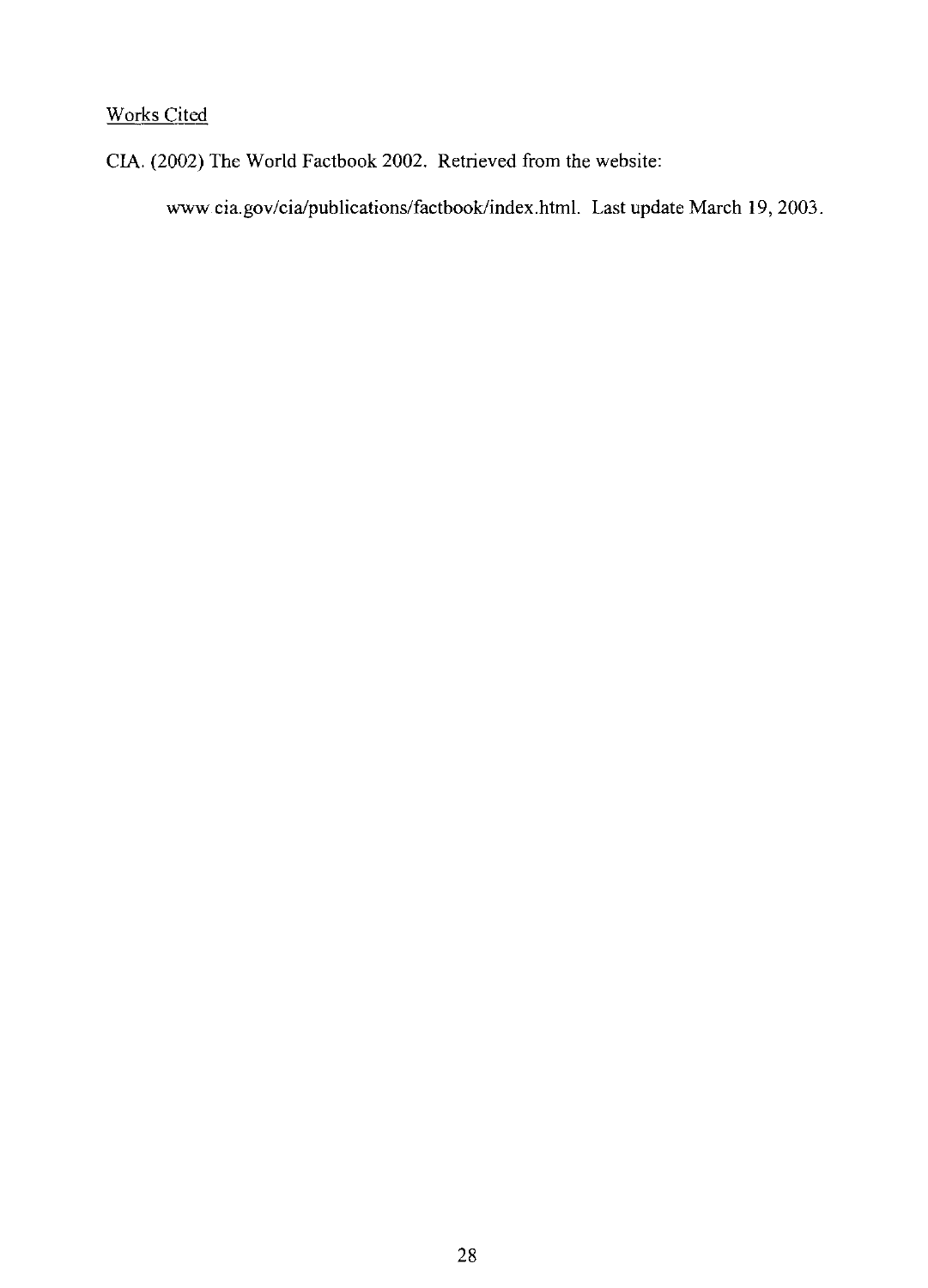## Works Cited

CIA. (2002) The World Factbook 2002. Retrieved from the website:

www.cia.gov/cia/publications/factbook/index.html. Last update March 19, 2003.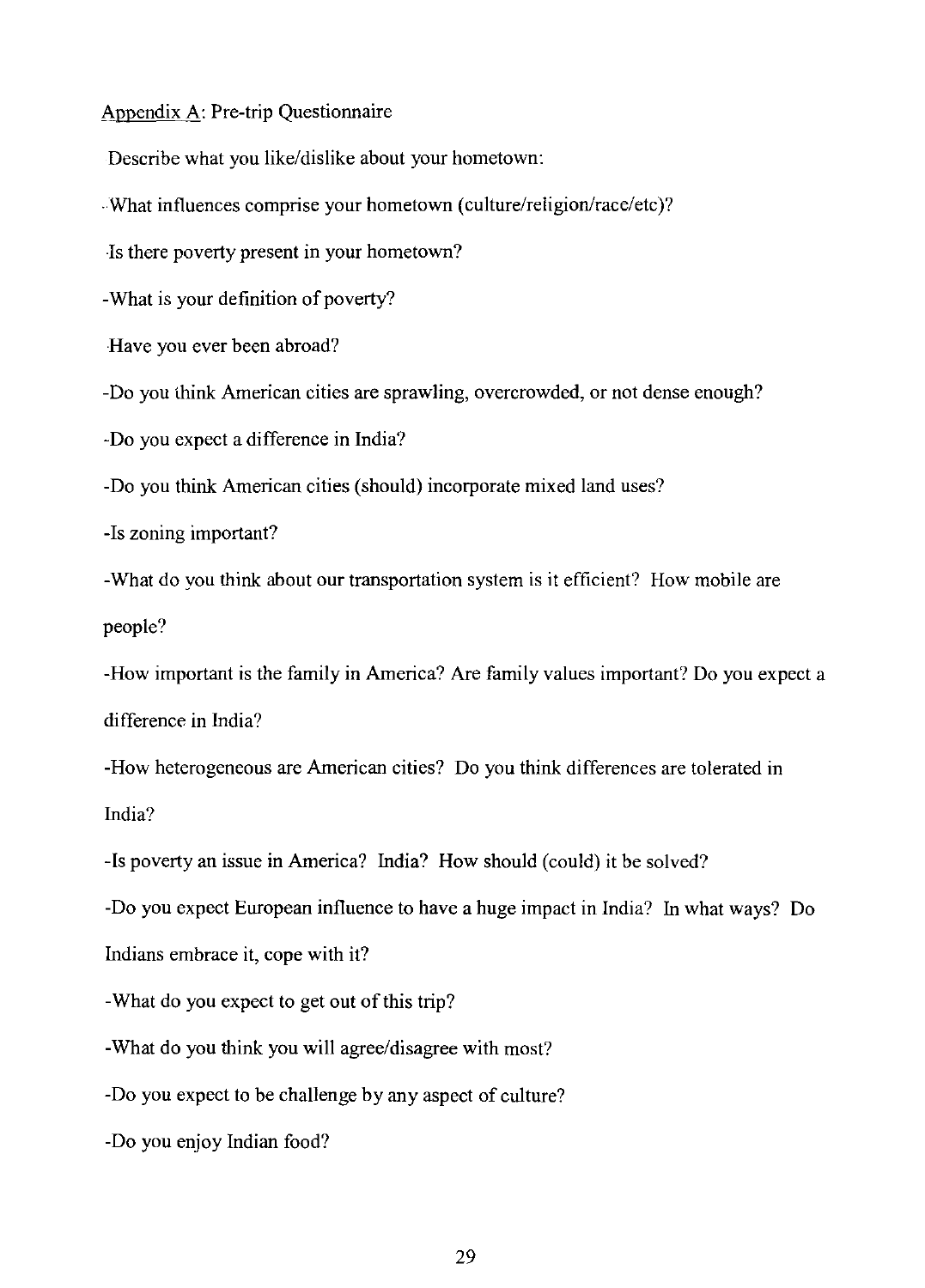Appendix A: Pre-trip Questionnaire

Describe what you like/dislike about your hometown:

-What influences comprise your hometown (culture/religion/race/etc)?

-Is there poverty present in your hometown?

-What is your definition of poverty?

-Have you ever been abroad?

-Do you think American cities are sprawling, overcrowded, or not dense enough?

-Do you expect a difference in India?

-Do you think American cities (should) incorporate mixed land uses?

-Is zoning important?

-What do you think about our transportation system is it efficient? How mobile are people?

-How important is the family in America? Are family values important? Do you expect a difference in India?

-How heterogeneous are American cities? Do you think differences are tolerated in India?

-Is poverty an issue in America? India? How should (could) it be solved?

-Do you expect European influence to have a huge impact in India? In what ways? Do Indians embrace it, cope with it?

-What do you expect to get out of this trip?

-What do you think you will agree/disagree with most?

-Do you expect to be challenge by any aspect of culture?

-Do you enjoy Indian food?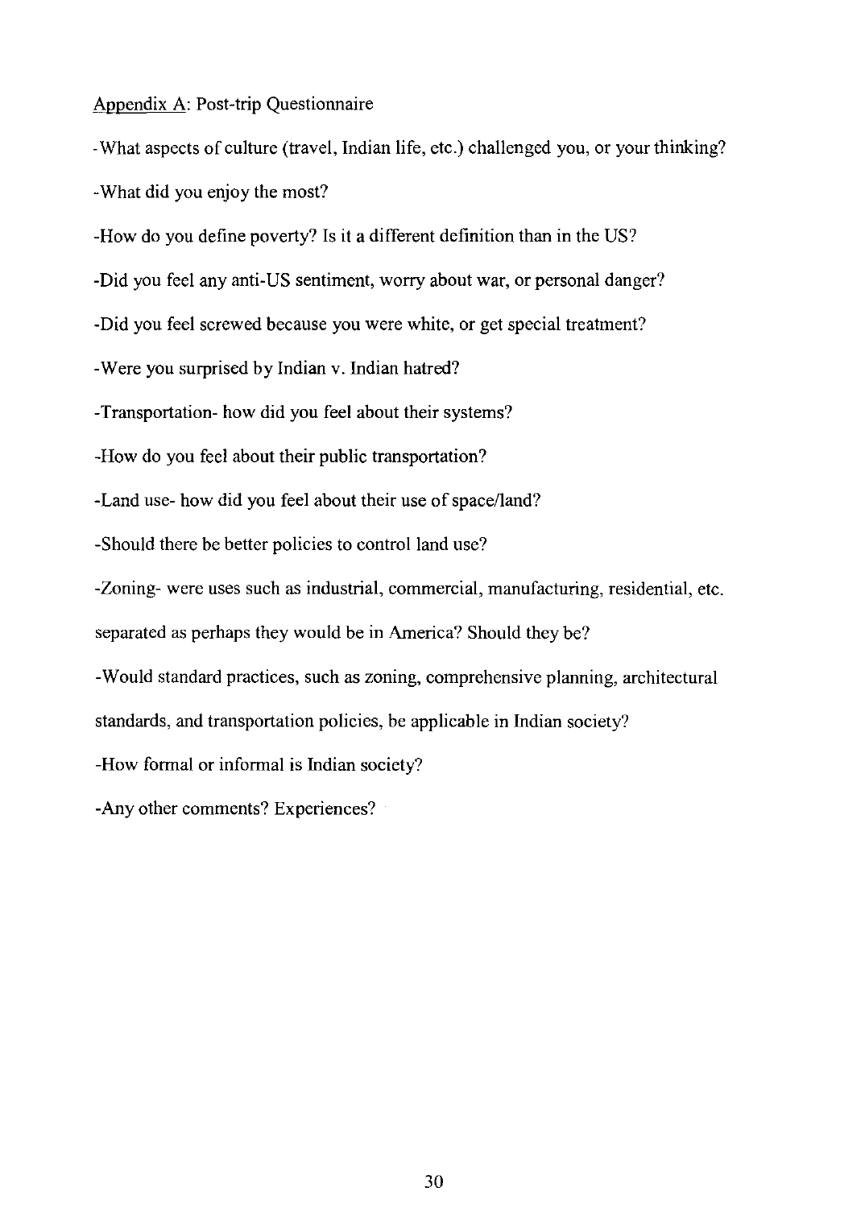<u>Appendix A</u>: Post-trip Questionnaire

-What aspects of culture (travel, Indian life, etc.) challenged you, or your thinking?

-What did you enjoy the most?

-How do you define poverty? Is it a different definition than in the US?

-Did you feel any anti-US sentiment, worry about war, or personal danger?

-Did you feel screwed because you were white, or get special treatment?

-Were you surprised by Indian v. Indian hatred?

-Transportation- how did you feel about their systems?

-How do you feel about their public transportation?

-Land use- how did you feel about their use of space/land?

-Should there be better policies to control land use?

-Zoning- were uses such as industrial, commercial, manufacturing, residential, etc. separated as perhaps they would be in America? Should they be?

-Would standard practices, such as zoning, comprehensive planning, architectural standards, and transportation policies, be applicable in Indian society?

-How formal or informal is Indian society?

-Any other comments? Experiences?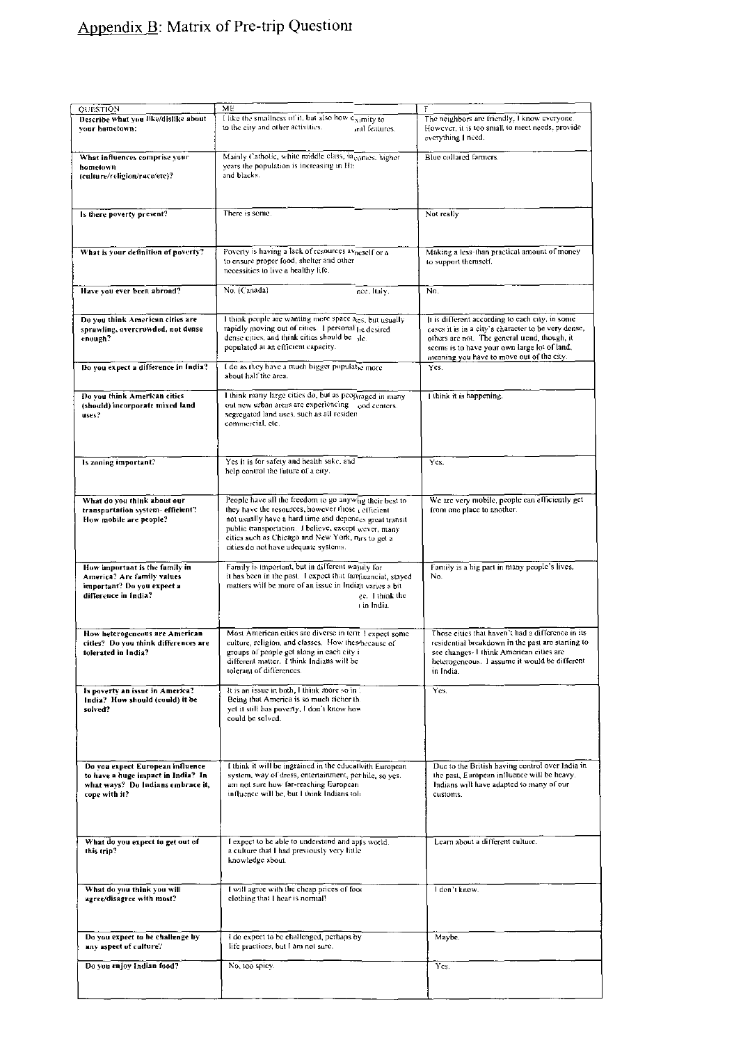# Appendix B: Matrix of Pre-trip Questionr

| QUESTION | ME | F |
|---|---|---|
| **Describe what you like/dislike about your hometown:** | I like the smallness of it, but also how c ximity to to the city and other activities. ral features. | The neighbors are friendly, I know everyone. However, it is too small to meet needs, provide everything I need. |
| **What influences comprise your hometown (culture/religion/race/etc)?** | Mainly Catholic, white middle class, in comes. higher years the population is increasing in Hi and blacks. | Blue collared farmers. |
| **Is there poverty present?** | There is some. | Not really |
| **What is your definition of poverty?** | Poverty is having a lack of resources av neself or a to ensure proper food, shelter and other necessities to live a healthy life. | Making a less-than practical amount of money to support themself. |
| **Have you ever been abroad?** | No. (Canada) nce, Italy. | No. |
| **Do you think American cities are sprawling, overcrowded, not dense enough?** | I think people are wanting more space a es, but usually rapidly moving out of cities. I personal le desired dense cities, and think cities should be ple populated at an efficient capacity. | It is different according to each city, in some cases it is in a city's character to be very dense, others are not. The general trend, though, it seems is to have your own large lot of land, meaning you have to move out of the city. |
| **Do you expect a difference in India?** | I do as they have a much bigger populati e more about half the area. | Yes. |
| **Do you think American cities (should) incorporate mixed land uses?** | I think many large cities do, but as peop raged in many out new urban areas are experiencing ood centers segregated land uses, such as all residen commercial, etc. | I think it is happening. |
| **Is zoning important?** | Yes it is for safety and health sake, and help control the future of a city. | Yes. |
| **What do you think about our transportation system- efficient? How mobile are people?** | People have all the freedom to go anyw ig their best to they have the resources, however those t efficient not usually have a hard time and depend es great transit public transportation. I believe, except wever, many cities such as Chicago and New York, n rs to get a cities do not have adequate systems. | We are very mobile, people can efficiently get from one place to another. |
| **How important is the family in America? Are family values important? Do you expect a difference in India?** | Family is important, but in different wa ily for it has been in the past. I expect that fam inancial, stayed matters will be more of an issue in India t varies a bit ge. I think the t in India. | Family is a big part in many people's lives. No. |
| **How heterogeneous are American cities? Do you think differences are tolerated in India?** | Most American cities are diverse in term I expect some culture, religion, and classes. How thes because of groups of people get along in each city i different matter. I think Indians will be tolerant of differences. | Those cities that haven't had a difference in its residential breakdown in the past are starting to see changes- I think American cities are heterogeneous. I assume it would be different in India. |
| **Is poverty an issue in America? India? How should (could) it be solved?** | It is an issue in both, I think more so in Being that America is so much richer th yet it still has poverty, I don't know how could be solved. | Yes. |
| **Do you expect European influence to have a huge impact in India? In what ways? Do Indians embrace it, cope with it?** | I think it will be ingrained in the educat with European system, way of dress, entertainment, per hile, so yes. am not sure how far-reaching European influence will be, but I think Indians tol | Due to the British having control over India in the past, European influence will be heavy. Indians will have adapted to many of our customs. |
| **What do you expect to get out of this trip?** | I expect to be able to understand and ap s world. a culture that I had previously very little knowledge about. | Learn about a different culture. |
| **What do you think you will agree/disagree with most?** | I will agree with the cheap prices of foo clothing that I hear is normal! | I don't know. |
| **Do you expect to be challenge by any aspect of culture?** | I do expect to be challenged, perhaps by life practices, but I am not sure. | Maybe. |
| **Do you enjoy Indian food?** | No, too spicy. | Yes. |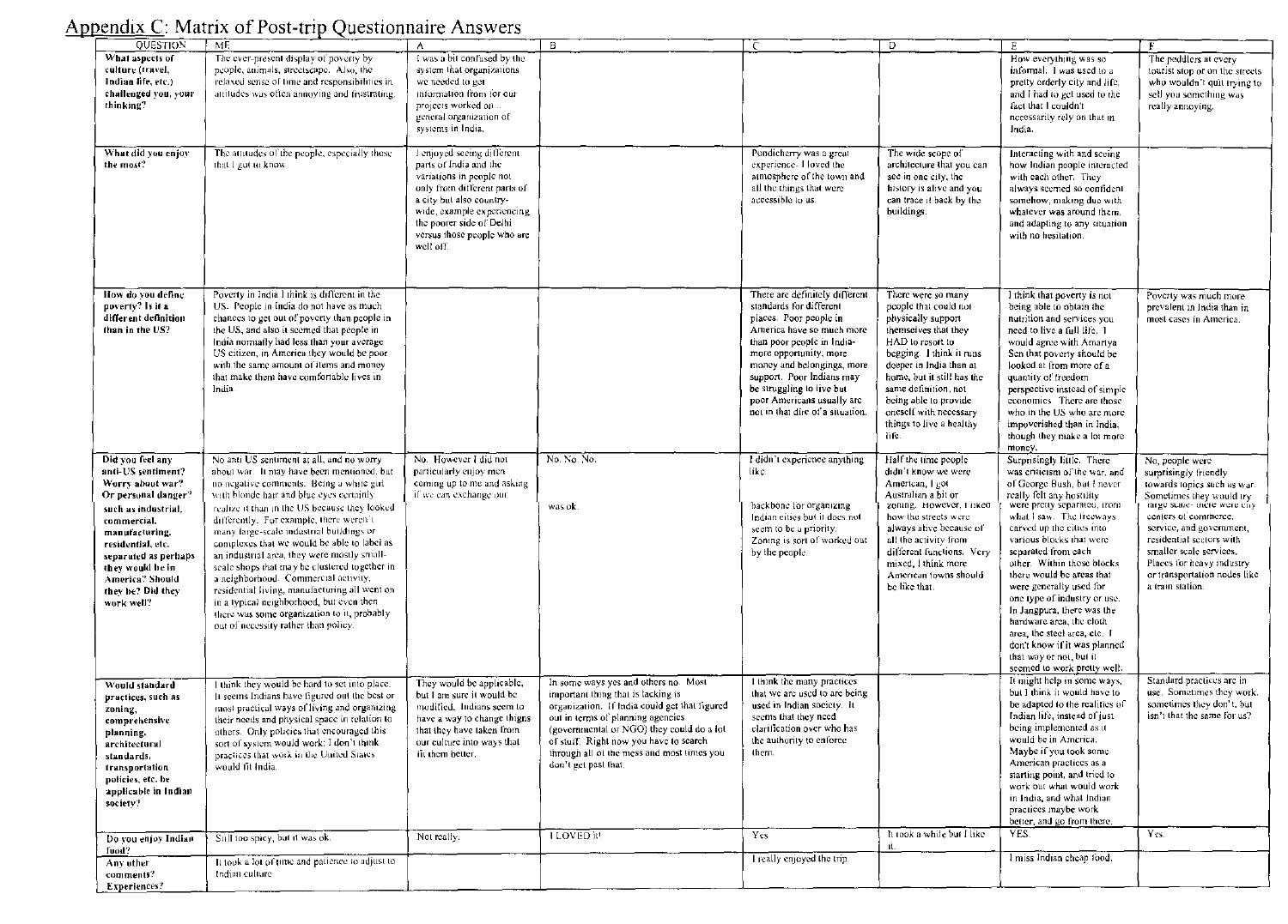## Appendix C: Matrix of Post-trip Questionnaire Answers

| QUESTION | ME | A | B | C | D | E | F |
|---|---|---|---|---|---|---|---|
| **What aspects of culture (travel, Indian life, etc.) challenged you, your thinking?** | The ever-present display of poverty by people, animals, streetscape. Also, the relaxed sense of time and responsibilities in attitudes was often annoying and frustrating. | I was a bit confused by the system that organizations we needed to get information from for our projects worked on... general organization of systems in India. | | | | How everything was so informal. I was used to a pretty orderly city and life, and I had to get used to the fact that I couldn't necessarily rely on that in India. | The peddlers at every tourist stop or on the streets who wouldn't quit trying to sell you something was really annoying. |
| **What did you enjoy the most?** | The attitudes of the people, especially those that I got to know. | I enjoyed seeing different parts of India and the variations in people not only from different parts of a city but also country-wide, example experiencing the poorer side of Delhi versus those people who are well off. | | Pondicherry was a great experience- I loved the atmosphere of the town and all the things that were accessible to us. | The wide scope of architecture that you can see in one city, the history is alive and you can trace it back by the buildings. | Interacting with and seeing how Indian people interacted with each other. They always seemed so confident somehow, making due with whatever was around them, and adapting to any situation with no hesitation. | |
| **How do you define poverty? Is it a different definition than in the US?** | Poverty in India I think is different in the US. People in India do not have as much chances to get out of poverty than people in the US, and also it seemed that people in India normally had less than your average US citizen, in America they would be poor with the same amount of items and money that make them have comfortable lives in India. | | | There are definitely different standards for different places. Poor people in America have so much more than poor people in India- more opportunity, more money and belongings, more support. Poor Indians may be struggling to live but poor Americans usually are not in that dire of a situation. | There were so many people that could not physically support themselves that they HAD to resort to begging. I think it runs deeper in India than at home, but it still has the same definition, not being able to provide oneself with necessary things to live a healthy life. | I think that poverty is not being able to obtain the nutrition and services you need to live a full life. I would agree with Amartya Sen that poverty should be looked at from more of a quantity of freedom perspective instead of simple economics. There are those who in the US who are more impoverished than in India, though they make a lot more money. | Poverty was much more prevalent in India than in most cases in America. |
| **Did you feel any anti-US sentiment? Worry about war? Or personal danger?** **such as industrial, commercial, manufacturing, residential, etc. separated as perhaps they would be in America? Should they be? Did they work well?** | No anti US sentiment at all, and no worry about war. It may have been mentioned, but no negative comments. Being a white girl with blonde hair and blue eyes certainly ... realize it than in the US because they looked differently. For example, there weren't many large-scale industrial buildings or complexes that we would be able to label as an industrial area, they were mostly small-scale shops that may be clustered together in a neighborhood. Commercial activity, residential living, manufacturing all went on in a typical neighborhood, but even then there was some organization to it, probably out of necessity rather than policy. | No. However I did not particularly enjoy men coming up to me and asking if we can exchange our | No. No. No. ... was ok. | I didn't experience anything like. ... backbone for organizing Indian cities but it does not seem to be a priority. Zoning is sort of worked out by the people. | Half the time people didn't know we were American, I got Australian a bit or ... zoning. However, I liked how the streets were always alive because of all the activity from different functions. Very mixed, I think more American towns should be like that. | Surprisingly little. There was criticism of the war, and of George Bush, but I never really felt any hostility ... were pretty separated, from what I saw. The freeways carved up the cities into various blocks that were separated from each other. Within those blocks there would be areas that were generally used for one type of industry or use. In Jangpura, there was the hardware area, the cloth area, the steel area, etc. I don't know if it was planned that way or not, but it seemed to work pretty well. | No, people were surprisingly friendly towards topics such as war. Sometimes they would try ... large scale- there were city centers of commerce, service, and government, residential sectors with smaller scale services. Places for heavy industry or transportation nodes like a train station. |
| **Would standard practices, such as zoning, comprehensive planning, architectural standards, transportation policies, etc. be applicable in Indian society?** | I think they would be hard to set into place. It seems Indians have figured out the best or most practical ways of living and organizing their needs and physical space in relation to others. Only policies that encouraged this sort of system would work; I don't think practices that work in the United States would fit India. | They would be applicable, but I am sure it would be modified. Indians seem to have a way to change things that they have taken from our culture into ways that fit them better. | In some ways yes and others no. Most important thing that is lacking is organization. If India could get that figured out in terms of planning agencies (governmental or NGO) they could do a lot of stuff. Right now you have to search through all of the mess and most times you don't get past that. | I think the many practices that we are used to are being used in Indian society. It seems that they need clarification over who has the authority to enforce them. | | It might help in some ways, but I think it would have to be adapted to the realities of Indian life, instead of just being implemented as it would be in America. Maybe if you took some American practices as a starting point, and tried to work out what would work in India, and what Indian practices maybe work better, and go from there. | Standard practices are in use. Sometimes they work, sometimes they don't, but isn't that the same for us? |
| **Do you enjoy Indian food?** | Still too spicy, but it was ok. | Not really. | I LOVED it! | Yes | It took a while but I like it. | YES. | Yes. |
| **Any other comments? Experiences?** | It took a lot of time and patience to adjust to Indian culture | | | I really enjoyed the trip | | I miss Indian cheap food. | |